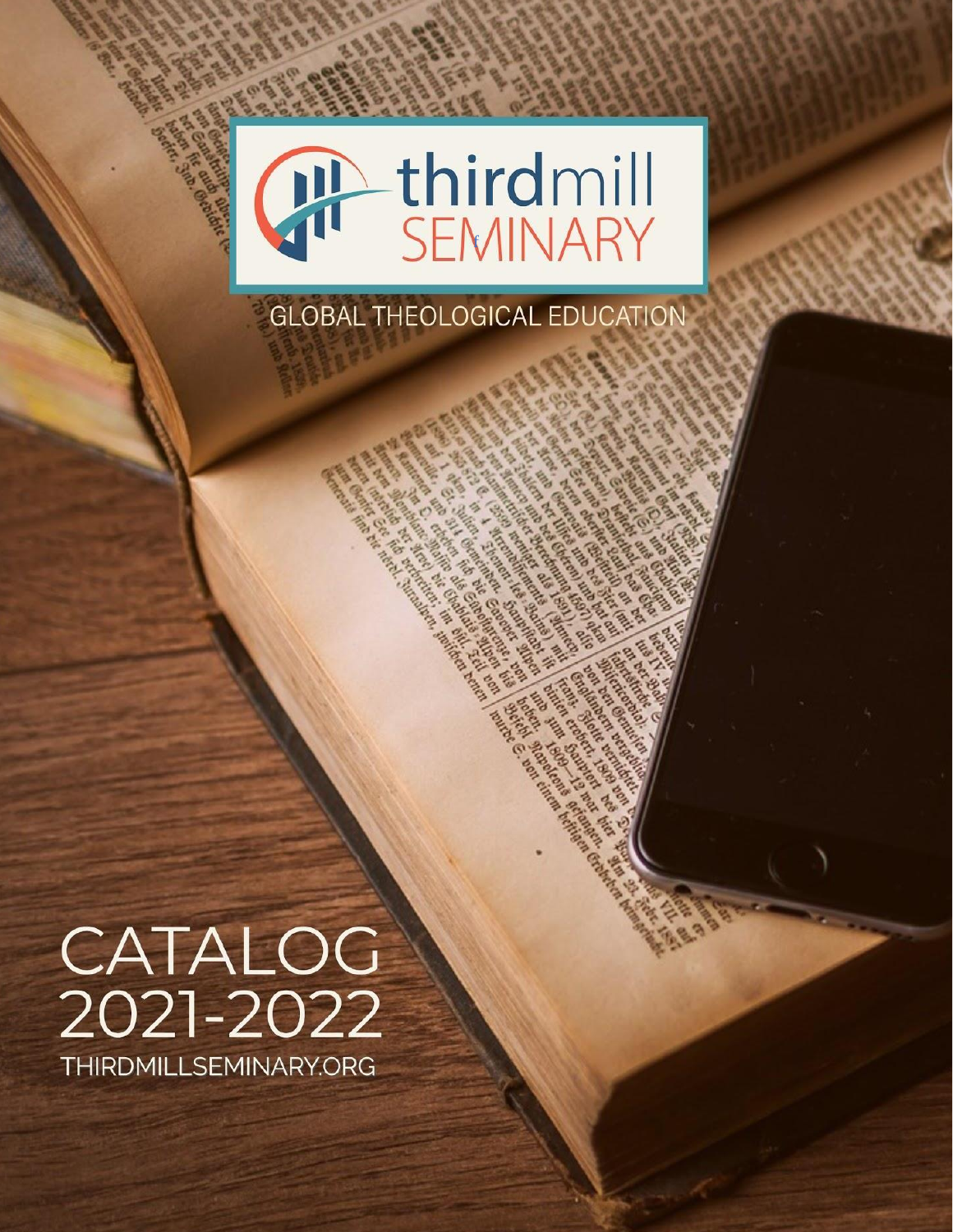# thirdmill SEMINARY

GLOBAL THEOLOGICAL EDUCATION

# CATALOG 2021-2022

THIRDMILLSEMINARY.ORG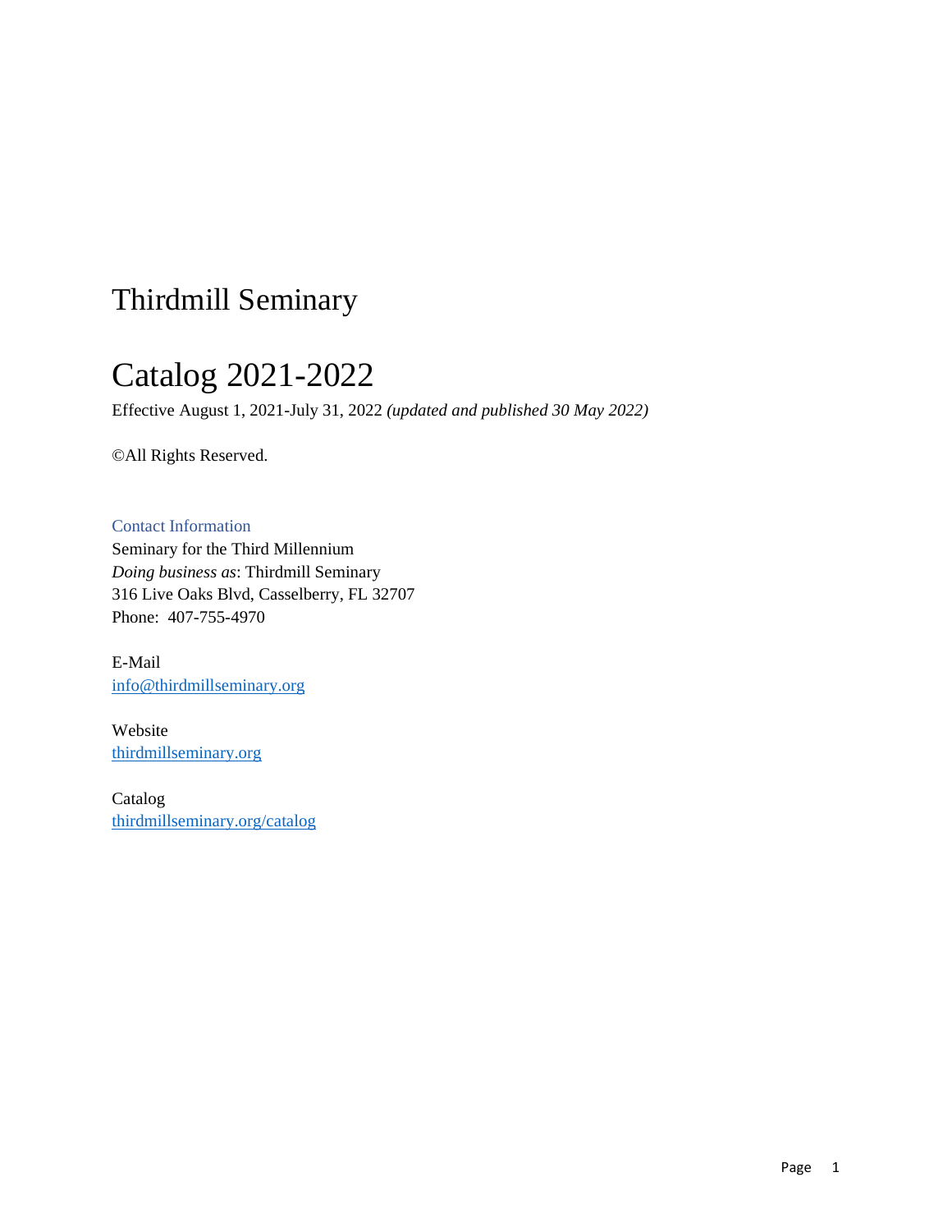# Thirdmill Seminary

# Catalog 2021-2022

Effective August 1, 2021-July 31, 2022 *(updated and published 30 May 2022)*

©All Rights Reserved.

## Contact Information

Seminary for the Third Millennium
*Doing business as*: Thirdmill Seminary
316 Live Oaks Blvd, Casselberry, FL 32707
Phone: 407-755-4970

E-Mail
info@thirdmillseminary.org

Website
thirdmillseminary.org

Catalog
thirdmillseminary.org/catalog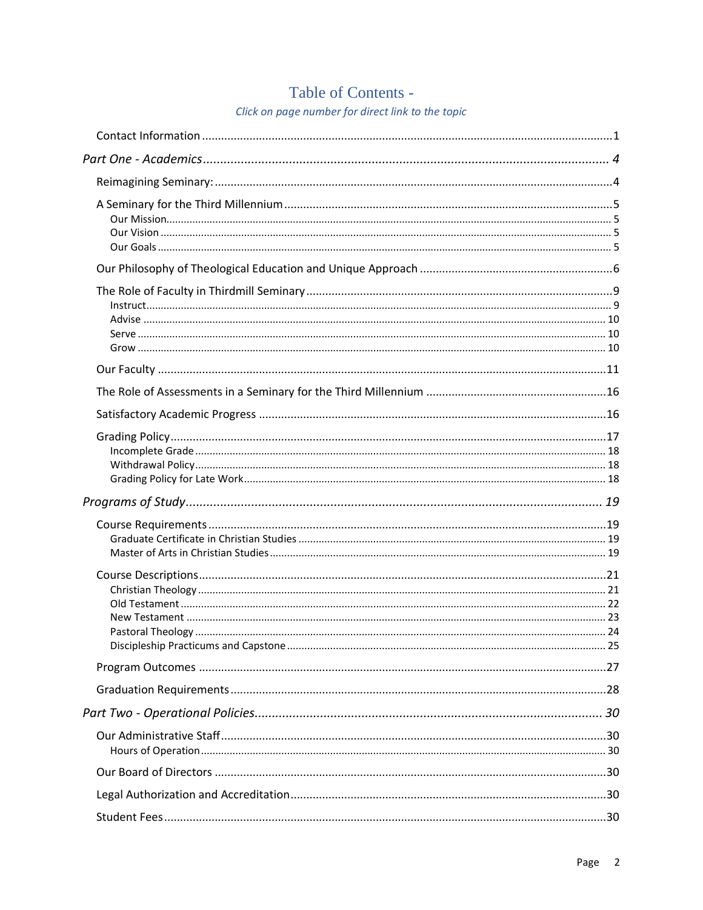# Table of Contents -

*Click on page number for direct link to the topic*

Contact Information ........................................................................................................1

*Part One - Academics* ........................................................................................................ *4*

Reimagining Seminary: ........................................................................................................4

A Seminary for the Third Millennium ........................................................................................................5

- Our Mission........................................................................................................ 5
- Our Vision ........................................................................................................ 5
- Our Goals ........................................................................................................ 5

Our Philosophy of Theological Education and Unique Approach ........................................................................................................6

The Role of Faculty in Thirdmill Seminary ........................................................................................................9

- Instruct........................................................................................................ 9
- Advise ........................................................................................................ 10
- Serve ........................................................................................................ 10
- Grow ........................................................................................................ 10

Our Faculty ........................................................................................................11

The Role of Assessments in a Seminary for the Third Millennium ........................................................................................................16

Satisfactory Academic Progress ........................................................................................................16

Grading Policy........................................................................................................17

- Incomplete Grade ........................................................................................................ 18
- Withdrawal Policy........................................................................................................ 18
- Grading Policy for Late Work........................................................................................................ 18

*Programs of Study*........................................................................................................ *19*

Course Requirements........................................................................................................19

- Graduate Certificate in Christian Studies ........................................................................................................ 19
- Master of Arts in Christian Studies........................................................................................................ 19

Course Descriptions........................................................................................................21

- Christian Theology ........................................................................................................ 21
- Old Testament ........................................................................................................ 22
- New Testament ........................................................................................................ 23
- Pastoral Theology ........................................................................................................ 24
- Discipleship Practicums and Capstone ........................................................................................................ 25

Program Outcomes ........................................................................................................27

Graduation Requirements........................................................................................................28

*Part Two - Operational Policies*........................................................................................................ *30*

Our Administrative Staff........................................................................................................30

- Hours of Operation........................................................................................................ 30

Our Board of Directors ........................................................................................................30

Legal Authorization and Accreditation........................................................................................................30

Student Fees........................................................................................................30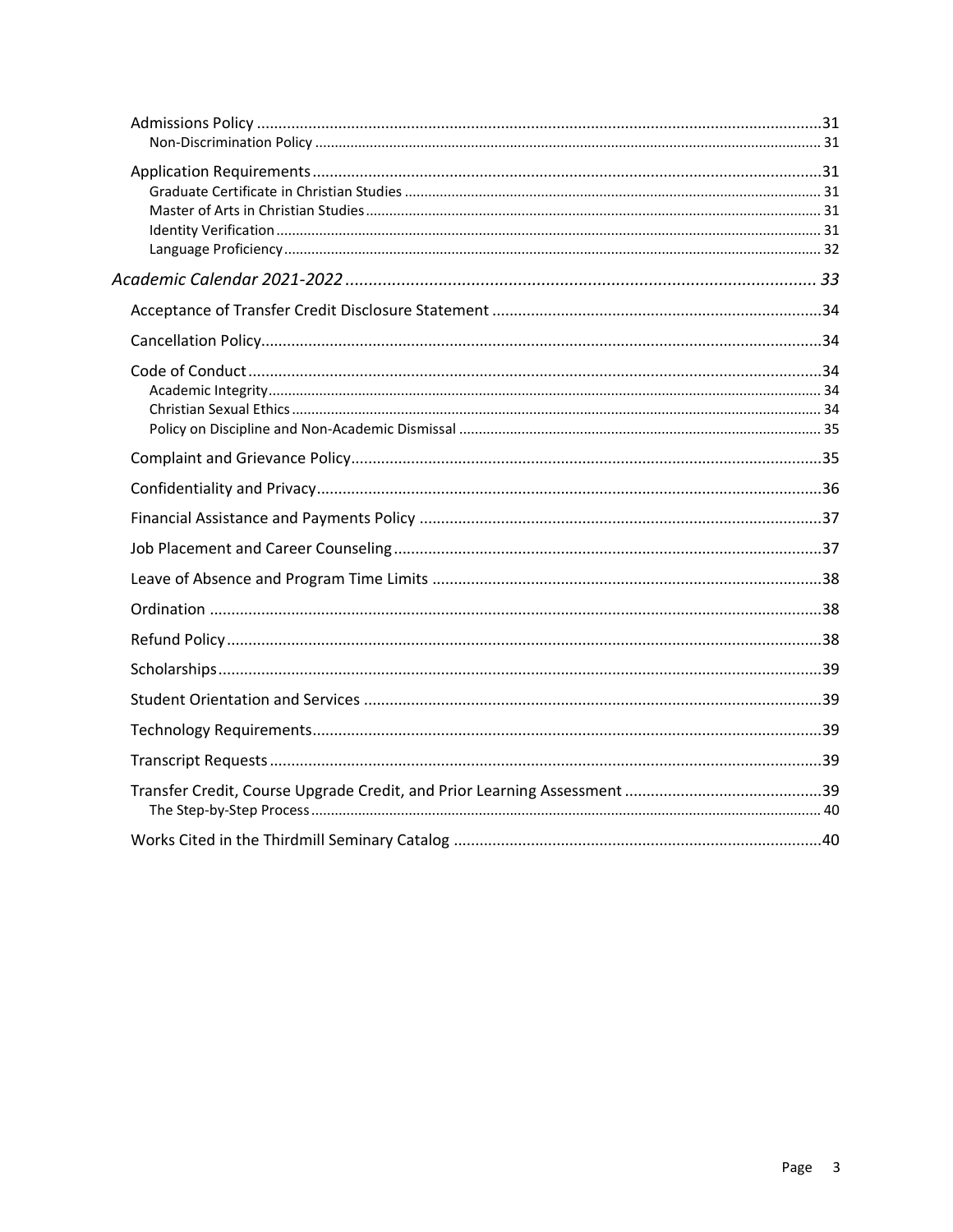- Admissions Policy ..... 31
  - Non-Discrimination Policy ..... 31
- Application Requirements ..... 31
  - Graduate Certificate in Christian Studies ..... 31
  - Master of Arts in Christian Studies ..... 31
  - Identity Verification ..... 31
  - Language Proficiency ..... 32

*Academic Calendar 2021-2022* ..... *33*

- Acceptance of Transfer Credit Disclosure Statement ..... 34
- Cancellation Policy ..... 34
- Code of Conduct ..... 34
  - Academic Integrity ..... 34
  - Christian Sexual Ethics ..... 34
  - Policy on Discipline and Non-Academic Dismissal ..... 35
- Complaint and Grievance Policy ..... 35
- Confidentiality and Privacy ..... 36
- Financial Assistance and Payments Policy ..... 37
- Job Placement and Career Counseling ..... 37
- Leave of Absence and Program Time Limits ..... 38
- Ordination ..... 38
- Refund Policy ..... 38
- Scholarships ..... 39
- Student Orientation and Services ..... 39
- Technology Requirements ..... 39
- Transcript Requests ..... 39
- Transfer Credit, Course Upgrade Credit, and Prior Learning Assessment ..... 39
  - The Step-by-Step Process ..... 40
- Works Cited in the Thirdmill Seminary Catalog ..... 40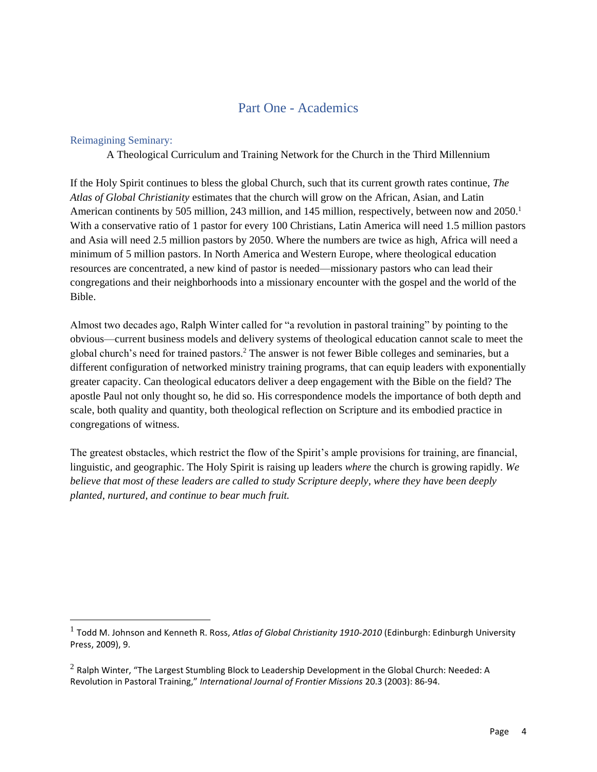# Part One - Academics

## Reimagining Seminary:

A Theological Curriculum and Training Network for the Church in the Third Millennium

If the Holy Spirit continues to bless the global Church, such that its current growth rates continue, *The Atlas of Global Christianity* estimates that the church will grow on the African, Asian, and Latin American continents by 505 million, 243 million, and 145 million, respectively, between now and 2050.[1] With a conservative ratio of 1 pastor for every 100 Christians, Latin America will need 1.5 million pastors and Asia will need 2.5 million pastors by 2050. Where the numbers are twice as high, Africa will need a minimum of 5 million pastors. In North America and Western Europe, where theological education resources are concentrated, a new kind of pastor is needed—missionary pastors who can lead their congregations and their neighborhoods into a missionary encounter with the gospel and the world of the Bible.

Almost two decades ago, Ralph Winter called for "a revolution in pastoral training" by pointing to the obvious—current business models and delivery systems of theological education cannot scale to meet the global church's need for trained pastors.[2] The answer is not fewer Bible colleges and seminaries, but a different configuration of networked ministry training programs, that can equip leaders with exponentially greater capacity. Can theological educators deliver a deep engagement with the Bible on the field? The apostle Paul not only thought so, he did so. His correspondence models the importance of both depth and scale, both quality and quantity, both theological reflection on Scripture and its embodied practice in congregations of witness.

The greatest obstacles, which restrict the flow of the Spirit's ample provisions for training, are financial, linguistic, and geographic. The Holy Spirit is raising up leaders *where* the church is growing rapidly. *We believe that most of these leaders are called to study Scripture deeply, where they have been deeply planted, nurtured, and continue to bear much fruit.*

---

[1] Todd M. Johnson and Kenneth R. Ross, *Atlas of Global Christianity 1910-2010* (Edinburgh: Edinburgh University Press, 2009), 9.

[2] Ralph Winter, "The Largest Stumbling Block to Leadership Development in the Global Church: Needed: A Revolution in Pastoral Training," *International Journal of Frontier Missions* 20.3 (2003): 86-94.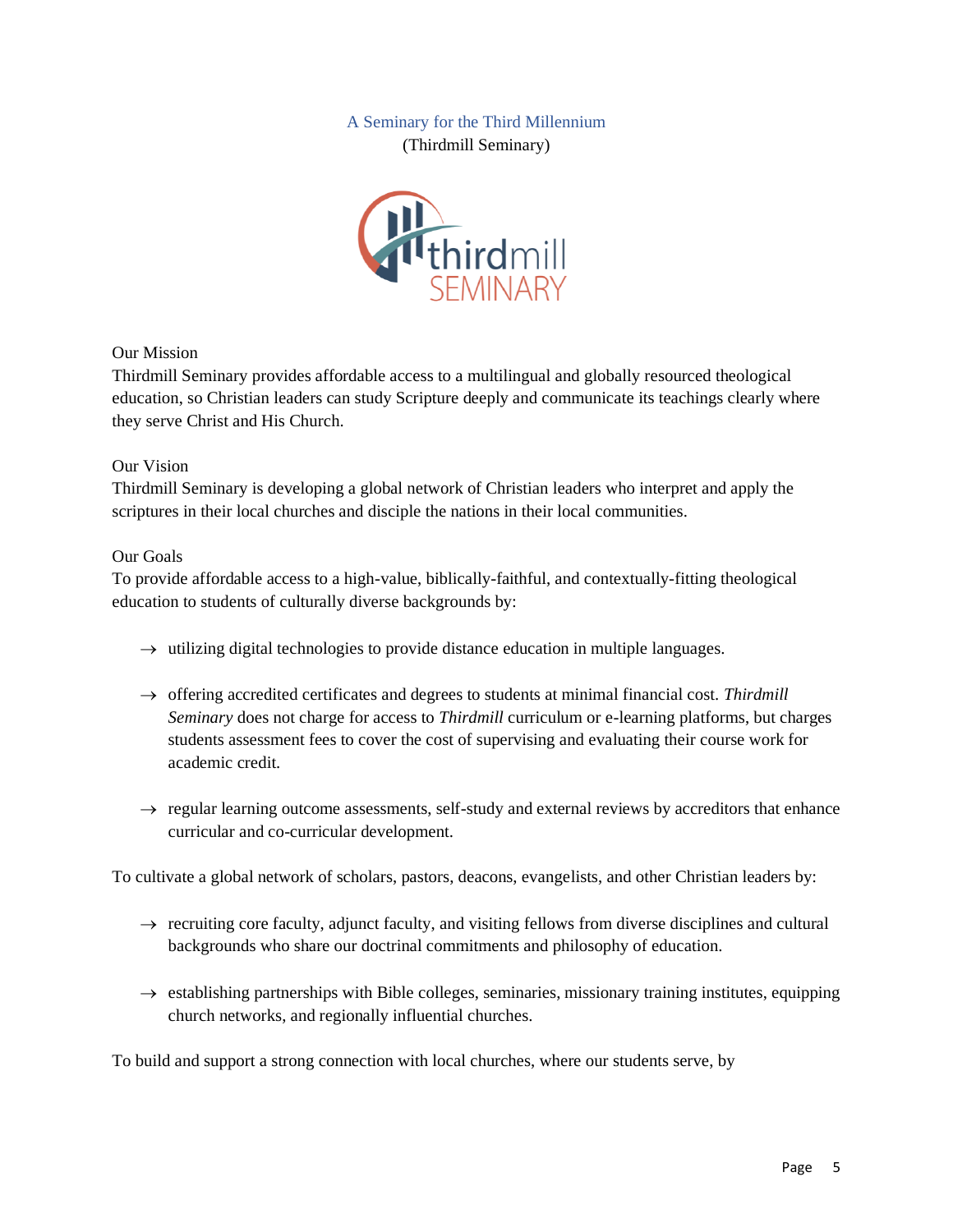# A Seminary for the Third Millennium

(Thirdmill Seminary)

## Our Mission

Thirdmill Seminary provides affordable access to a multilingual and globally resourced theological education, so Christian leaders can study Scripture deeply and communicate its teachings clearly where they serve Christ and His Church.

## Our Vision

Thirdmill Seminary is developing a global network of Christian leaders who interpret and apply the scriptures in their local churches and disciple the nations in their local communities.

## Our Goals

To provide affordable access to a high-value, biblically-faithful, and contextually-fitting theological education to students of culturally diverse backgrounds by:

- → utilizing digital technologies to provide distance education in multiple languages.
- → offering accredited certificates and degrees to students at minimal financial cost. *Thirdmill Seminary* does not charge for access to *Thirdmill* curriculum or e-learning platforms, but charges students assessment fees to cover the cost of supervising and evaluating their course work for academic credit.
- → regular learning outcome assessments, self-study and external reviews by accreditors that enhance curricular and co-curricular development.

To cultivate a global network of scholars, pastors, deacons, evangelists, and other Christian leaders by:

- → recruiting core faculty, adjunct faculty, and visiting fellows from diverse disciplines and cultural backgrounds who share our doctrinal commitments and philosophy of education.
- → establishing partnerships with Bible colleges, seminaries, missionary training institutes, equipping church networks, and regionally influential churches.

To build and support a strong connection with local churches, where our students serve, by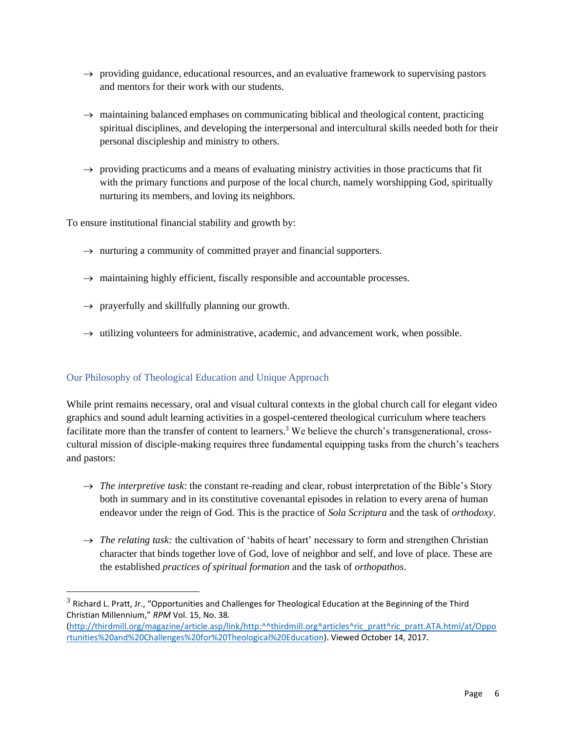→ providing guidance, educational resources, and an evaluative framework to supervising pastors and mentors for their work with our students.

→ maintaining balanced emphases on communicating biblical and theological content, practicing spiritual disciplines, and developing the interpersonal and intercultural skills needed both for their personal discipleship and ministry to others.

→ providing practicums and a means of evaluating ministry activities in those practicums that fit with the primary functions and purpose of the local church, namely worshipping God, spiritually nurturing its members, and loving its neighbors.

To ensure institutional financial stability and growth by:

→ nurturing a community of committed prayer and financial supporters.

→ maintaining highly efficient, fiscally responsible and accountable processes.

→ prayerfully and skillfully planning our growth.

→ utilizing volunteers for administrative, academic, and advancement work, when possible.

## Our Philosophy of Theological Education and Unique Approach

While print remains necessary, oral and visual cultural contexts in the global church call for elegant video graphics and sound adult learning activities in a gospel-centered theological curriculum where teachers facilitate more than the transfer of content to learners.[3] We believe the church's transgenerational, cross-cultural mission of disciple-making requires three fundamental equipping tasks from the church's teachers and pastors:

→ *The interpretive task*: the constant re-reading and clear, robust interpretation of the Bible's Story both in summary and in its constitutive covenantal episodes in relation to every arena of human endeavor under the reign of God. This is the practice of *Sola Scriptura* and the task of *orthodoxy*.

→ *The relating task:* the cultivation of 'habits of heart' necessary to form and strengthen Christian character that binds together love of God, love of neighbor and self, and love of place. These are the established *practices of spiritual formation* and the task of *orthopathos*.

---

[3] Richard L. Pratt, Jr., "Opportunities and Challenges for Theological Education at the Beginning of the Third Christian Millennium," *RPM* Vol. 15, No. 38. (http://thirdmill.org/magazine/article.asp/link/http:^^thirdmill.org^articles^ric_pratt^ric_pratt.ATA.html/at/Opportunities%20and%20Challenges%20for%20Theological%20Education). Viewed October 14, 2017.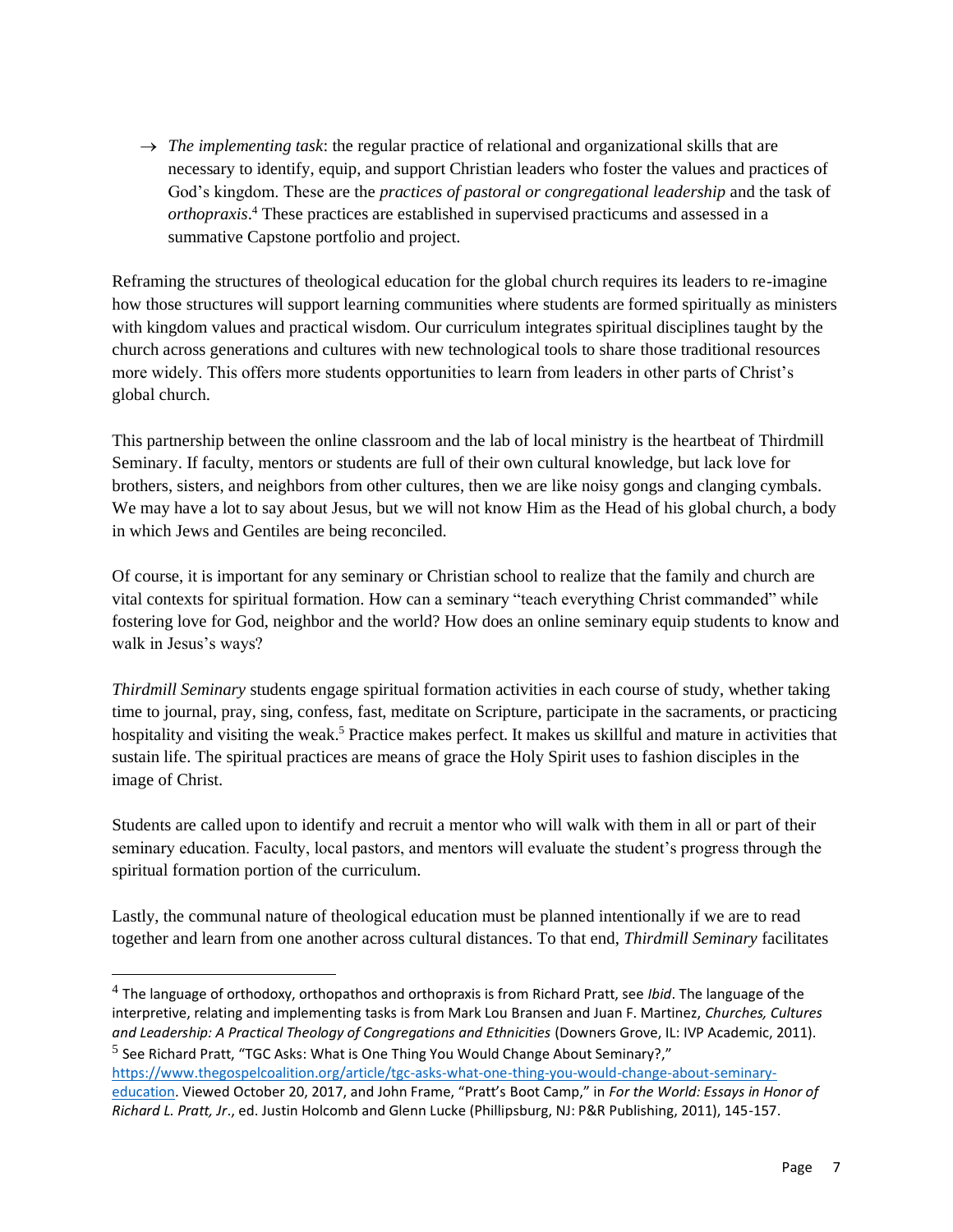→ *The implementing task*: the regular practice of relational and organizational skills that are necessary to identify, equip, and support Christian leaders who foster the values and practices of God's kingdom. These are the *practices of pastoral or congregational leadership* and the task of *orthopraxis*.[4] These practices are established in supervised practicums and assessed in a summative Capstone portfolio and project.

Reframing the structures of theological education for the global church requires its leaders to re-imagine how those structures will support learning communities where students are formed spiritually as ministers with kingdom values and practical wisdom. Our curriculum integrates spiritual disciplines taught by the church across generations and cultures with new technological tools to share those traditional resources more widely. This offers more students opportunities to learn from leaders in other parts of Christ's global church.

This partnership between the online classroom and the lab of local ministry is the heartbeat of Thirdmill Seminary. If faculty, mentors or students are full of their own cultural knowledge, but lack love for brothers, sisters, and neighbors from other cultures, then we are like noisy gongs and clanging cymbals. We may have a lot to say about Jesus, but we will not know Him as the Head of his global church, a body in which Jews and Gentiles are being reconciled.

Of course, it is important for any seminary or Christian school to realize that the family and church are vital contexts for spiritual formation. How can a seminary "teach everything Christ commanded" while fostering love for God, neighbor and the world? How does an online seminary equip students to know and walk in Jesus's ways?

*Thirdmill Seminary* students engage spiritual formation activities in each course of study, whether taking time to journal, pray, sing, confess, fast, meditate on Scripture, participate in the sacraments, or practicing hospitality and visiting the weak.[5] Practice makes perfect. It makes us skillful and mature in activities that sustain life. The spiritual practices are means of grace the Holy Spirit uses to fashion disciples in the image of Christ.

Students are called upon to identify and recruit a mentor who will walk with them in all or part of their seminary education. Faculty, local pastors, and mentors will evaluate the student's progress through the spiritual formation portion of the curriculum.

Lastly, the communal nature of theological education must be planned intentionally if we are to read together and learn from one another across cultural distances. To that end, *Thirdmill Seminary* facilitates

---

[4] The language of orthodoxy, orthopathos and orthopraxis is from Richard Pratt, see *Ibid*. The language of the interpretive, relating and implementing tasks is from Mark Lou Bransen and Juan F. Martinez, *Churches, Cultures and Leadership: A Practical Theology of Congregations and Ethnicities* (Downers Grove, IL: IVP Academic, 2011).

[5] See Richard Pratt, "TGC Asks: What is One Thing You Would Change About Seminary?," https://www.thegospelcoalition.org/article/tgc-asks-what-one-thing-you-would-change-about-seminary-education. Viewed October 20, 2017, and John Frame, "Pratt's Boot Camp," in *For the World: Essays in Honor of Richard L. Pratt, Jr*., ed. Justin Holcomb and Glenn Lucke (Phillipsburg, NJ: P&R Publishing, 2011), 145-157.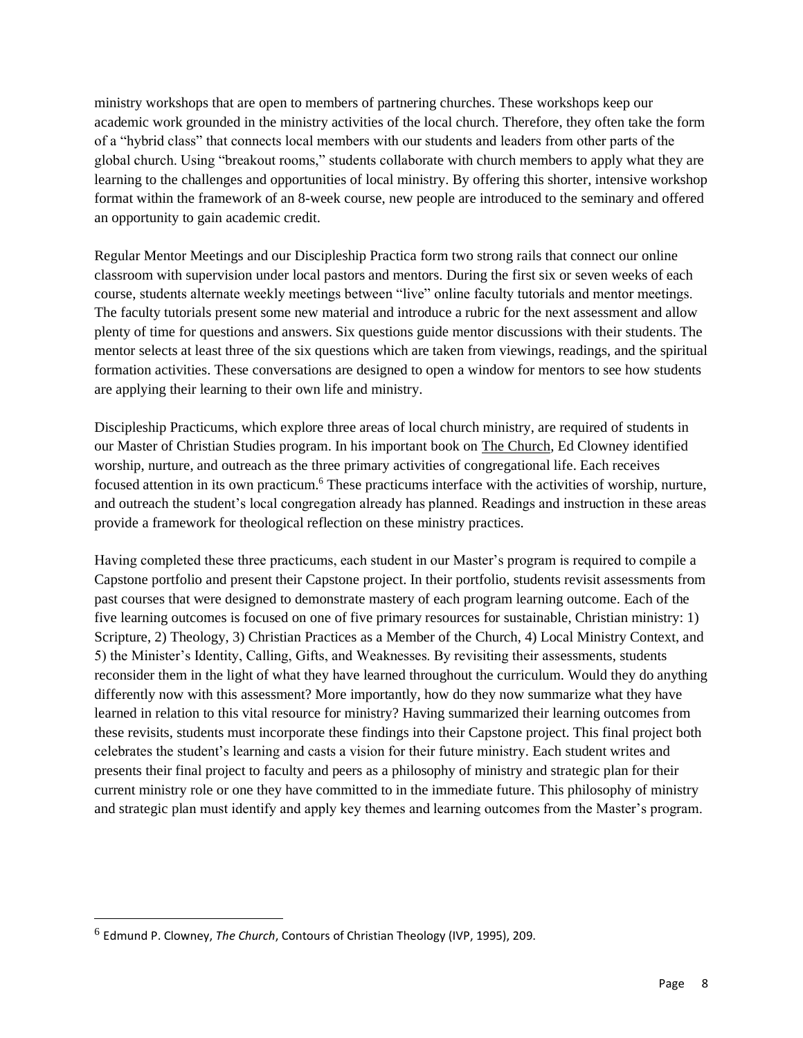ministry workshops that are open to members of partnering churches. These workshops keep our academic work grounded in the ministry activities of the local church. Therefore, they often take the form of a "hybrid class" that connects local members with our students and leaders from other parts of the global church. Using "breakout rooms," students collaborate with church members to apply what they are learning to the challenges and opportunities of local ministry. By offering this shorter, intensive workshop format within the framework of an 8-week course, new people are introduced to the seminary and offered an opportunity to gain academic credit.

Regular Mentor Meetings and our Discipleship Practica form two strong rails that connect our online classroom with supervision under local pastors and mentors. During the first six or seven weeks of each course, students alternate weekly meetings between "live" online faculty tutorials and mentor meetings. The faculty tutorials present some new material and introduce a rubric for the next assessment and allow plenty of time for questions and answers. Six questions guide mentor discussions with their students. The mentor selects at least three of the six questions which are taken from viewings, readings, and the spiritual formation activities. These conversations are designed to open a window for mentors to see how students are applying their learning to their own life and ministry.

Discipleship Practicums, which explore three areas of local church ministry, are required of students in our Master of Christian Studies program. In his important book on The Church, Ed Clowney identified worship, nurture, and outreach as the three primary activities of congregational life. Each receives focused attention in its own practicum.[6] These practicums interface with the activities of worship, nurture, and outreach the student's local congregation already has planned. Readings and instruction in these areas provide a framework for theological reflection on these ministry practices.

Having completed these three practicums, each student in our Master's program is required to compile a Capstone portfolio and present their Capstone project. In their portfolio, students revisit assessments from past courses that were designed to demonstrate mastery of each program learning outcome. Each of the five learning outcomes is focused on one of five primary resources for sustainable, Christian ministry: 1) Scripture, 2) Theology, 3) Christian Practices as a Member of the Church, 4) Local Ministry Context, and 5) the Minister's Identity, Calling, Gifts, and Weaknesses. By revisiting their assessments, students reconsider them in the light of what they have learned throughout the curriculum. Would they do anything differently now with this assessment? More importantly, how do they now summarize what they have learned in relation to this vital resource for ministry? Having summarized their learning outcomes from these revisits, students must incorporate these findings into their Capstone project. This final project both celebrates the student's learning and casts a vision for their future ministry. Each student writes and presents their final project to faculty and peers as a philosophy of ministry and strategic plan for their current ministry role or one they have committed to in the immediate future. This philosophy of ministry and strategic plan must identify and apply key themes and learning outcomes from the Master's program.

---

[6] Edmund P. Clowney, *The Church*, Contours of Christian Theology (IVP, 1995), 209.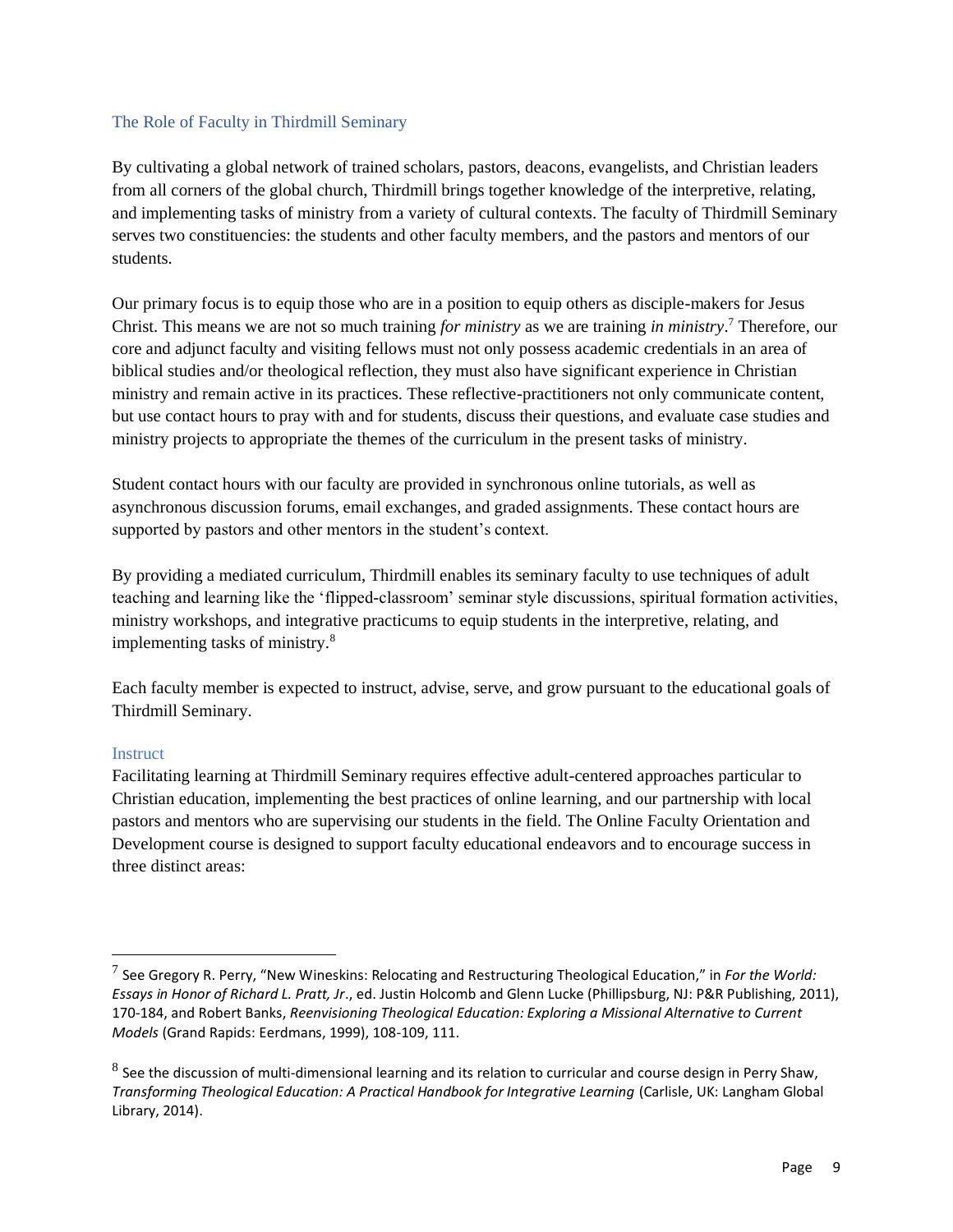## The Role of Faculty in Thirdmill Seminary

By cultivating a global network of trained scholars, pastors, deacons, evangelists, and Christian leaders from all corners of the global church, Thirdmill brings together knowledge of the interpretive, relating, and implementing tasks of ministry from a variety of cultural contexts. The faculty of Thirdmill Seminary serves two constituencies: the students and other faculty members, and the pastors and mentors of our students.

Our primary focus is to equip those who are in a position to equip others as disciple-makers for Jesus Christ. This means we are not so much training *for ministry* as we are training *in ministry*.[7] Therefore, our core and adjunct faculty and visiting fellows must not only possess academic credentials in an area of biblical studies and/or theological reflection, they must also have significant experience in Christian ministry and remain active in its practices. These reflective-practitioners not only communicate content, but use contact hours to pray with and for students, discuss their questions, and evaluate case studies and ministry projects to appropriate the themes of the curriculum in the present tasks of ministry.

Student contact hours with our faculty are provided in synchronous online tutorials, as well as asynchronous discussion forums, email exchanges, and graded assignments. These contact hours are supported by pastors and other mentors in the student's context.

By providing a mediated curriculum, Thirdmill enables its seminary faculty to use techniques of adult teaching and learning like the 'flipped-classroom' seminar style discussions, spiritual formation activities, ministry workshops, and integrative practicums to equip students in the interpretive, relating, and implementing tasks of ministry.[8]

Each faculty member is expected to instruct, advise, serve, and grow pursuant to the educational goals of Thirdmill Seminary.

### Instruct

Facilitating learning at Thirdmill Seminary requires effective adult-centered approaches particular to Christian education, implementing the best practices of online learning, and our partnership with local pastors and mentors who are supervising our students in the field. The Online Faculty Orientation and Development course is designed to support faculty educational endeavors and to encourage success in three distinct areas:

---

[7] See Gregory R. Perry, "New Wineskins: Relocating and Restructuring Theological Education," in *For the World: Essays in Honor of Richard L. Pratt, Jr*., ed. Justin Holcomb and Glenn Lucke (Phillipsburg, NJ: P&R Publishing, 2011), 170-184, and Robert Banks, *Reenvisioning Theological Education: Exploring a Missional Alternative to Current Models* (Grand Rapids: Eerdmans, 1999), 108-109, 111.

[8] See the discussion of multi-dimensional learning and its relation to curricular and course design in Perry Shaw, *Transforming Theological Education: A Practical Handbook for Integrative Learning* (Carlisle, UK: Langham Global Library, 2014).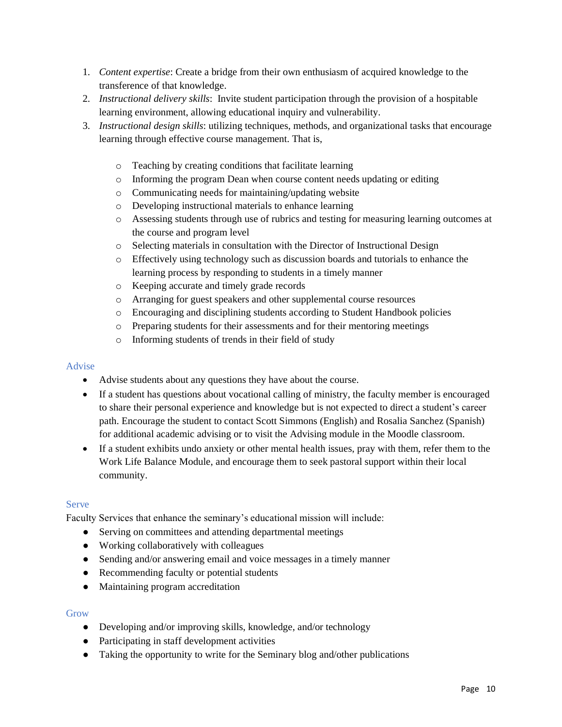1. *Content expertise*: Create a bridge from their own enthusiasm of acquired knowledge to the transference of that knowledge.
2. *Instructional delivery skills*: Invite student participation through the provision of a hospitable learning environment, allowing educational inquiry and vulnerability.
3. *Instructional design skills*: utilizing techniques, methods, and organizational tasks that encourage learning through effective course management. That is,

    - Teaching by creating conditions that facilitate learning
    - Informing the program Dean when course content needs updating or editing
    - Communicating needs for maintaining/updating website
    - Developing instructional materials to enhance learning
    - Assessing students through use of rubrics and testing for measuring learning outcomes at the course and program level
    - Selecting materials in consultation with the Director of Instructional Design
    - Effectively using technology such as discussion boards and tutorials to enhance the learning process by responding to students in a timely manner
    - Keeping accurate and timely grade records
    - Arranging for guest speakers and other supplemental course resources
    - Encouraging and disciplining students according to Student Handbook policies
    - Preparing students for their assessments and for their mentoring meetings
    - Informing students of trends in their field of study

### Advise

- Advise students about any questions they have about the course.
- If a student has questions about vocational calling of ministry, the faculty member is encouraged to share their personal experience and knowledge but is not expected to direct a student's career path. Encourage the student to contact Scott Simmons (English) and Rosalia Sanchez (Spanish) for additional academic advising or to visit the Advising module in the Moodle classroom.
- If a student exhibits undo anxiety or other mental health issues, pray with them, refer them to the Work Life Balance Module, and encourage them to seek pastoral support within their local community.

### Serve

Faculty Services that enhance the seminary's educational mission will include:

- Serving on committees and attending departmental meetings
- Working collaboratively with colleagues
- Sending and/or answering email and voice messages in a timely manner
- Recommending faculty or potential students
- Maintaining program accreditation

### Grow

- Developing and/or improving skills, knowledge, and/or technology
- Participating in staff development activities
- Taking the opportunity to write for the Seminary blog and/other publications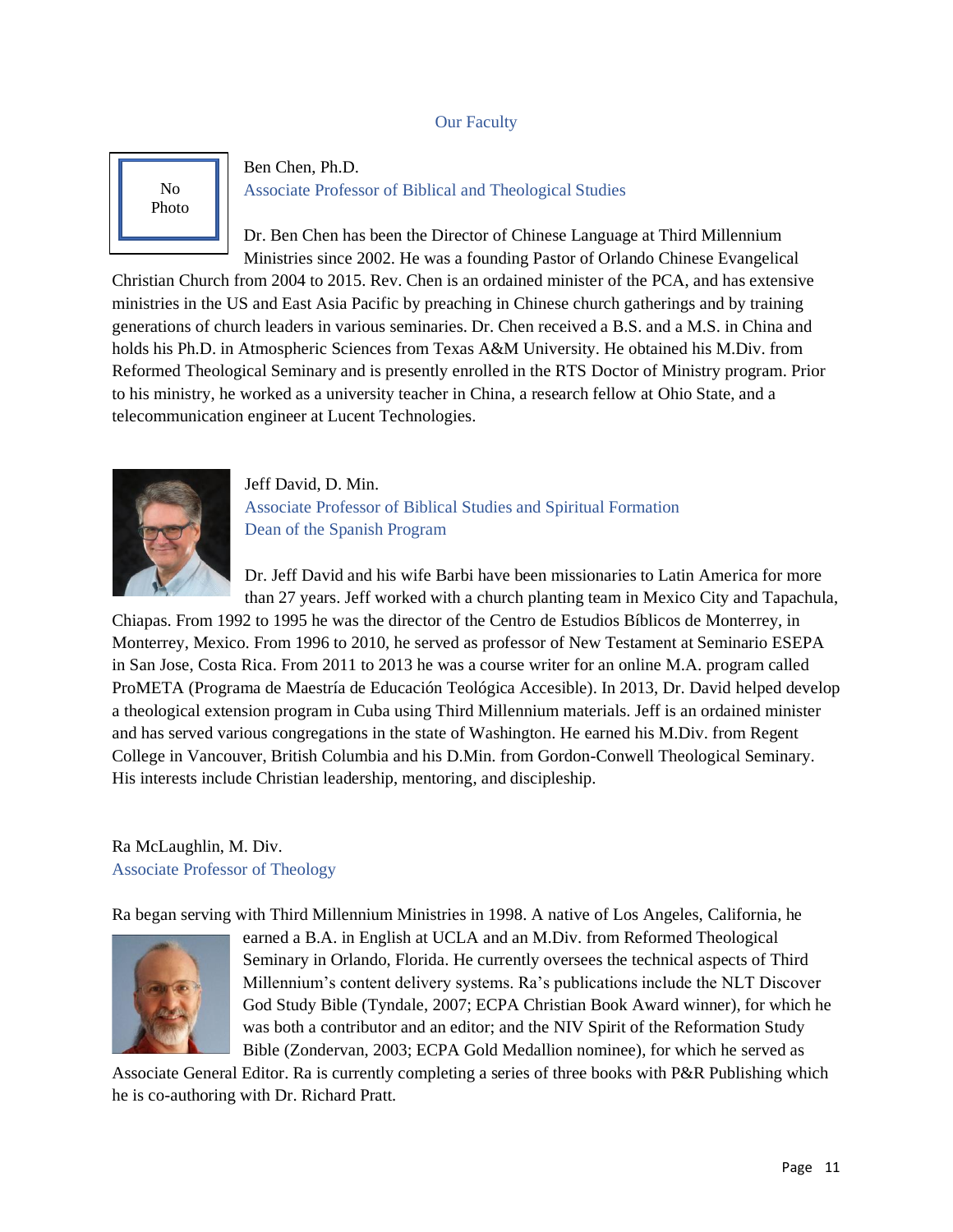## Our Faculty

No Photo

**Ben Chen, Ph.D.**
Associate Professor of Biblical and Theological Studies

Dr. Ben Chen has been the Director of Chinese Language at Third Millennium Ministries since 2002. He was a founding Pastor of Orlando Chinese Evangelical Christian Church from 2004 to 2015. Rev. Chen is an ordained minister of the PCA, and has extensive ministries in the US and East Asia Pacific by preaching in Chinese church gatherings and by training generations of church leaders in various seminaries. Dr. Chen received a B.S. and a M.S. in China and holds his Ph.D. in Atmospheric Sciences from Texas A&M University. He obtained his M.Div. from Reformed Theological Seminary and is presently enrolled in the RTS Doctor of Ministry program. Prior to his ministry, he worked as a university teacher in China, a research fellow at Ohio State, and a telecommunication engineer at Lucent Technologies.

**Jeff David, D. Min.**
Associate Professor of Biblical Studies and Spiritual Formation
Dean of the Spanish Program

Dr. Jeff David and his wife Barbi have been missionaries to Latin America for more than 27 years. Jeff worked with a church planting team in Mexico City and Tapachula, Chiapas. From 1992 to 1995 he was the director of the Centro de Estudios Bíblicos de Monterrey, in Monterrey, Mexico. From 1996 to 2010, he served as professor of New Testament at Seminario ESEPA in San Jose, Costa Rica. From 2011 to 2013 he was a course writer for an online M.A. program called ProMETA (Programa de Maestría de Educación Teológica Accesible). In 2013, Dr. David helped develop a theological extension program in Cuba using Third Millennium materials. Jeff is an ordained minister and has served various congregations in the state of Washington. He earned his M.Div. from Regent College in Vancouver, British Columbia and his D.Min. from Gordon-Conwell Theological Seminary. His interests include Christian leadership, mentoring, and discipleship.

**Ra McLaughlin, M. Div.**
Associate Professor of Theology

Ra began serving with Third Millennium Ministries in 1998. A native of Los Angeles, California, he earned a B.A. in English at UCLA and an M.Div. from Reformed Theological Seminary in Orlando, Florida. He currently oversees the technical aspects of Third Millennium's content delivery systems. Ra's publications include the NLT Discover God Study Bible (Tyndale, 2007; ECPA Christian Book Award winner), for which he was both a contributor and an editor; and the NIV Spirit of the Reformation Study Bible (Zondervan, 2003; ECPA Gold Medallion nominee), for which he served as Associate General Editor. Ra is currently completing a series of three books with P&R Publishing which he is co-authoring with Dr. Richard Pratt.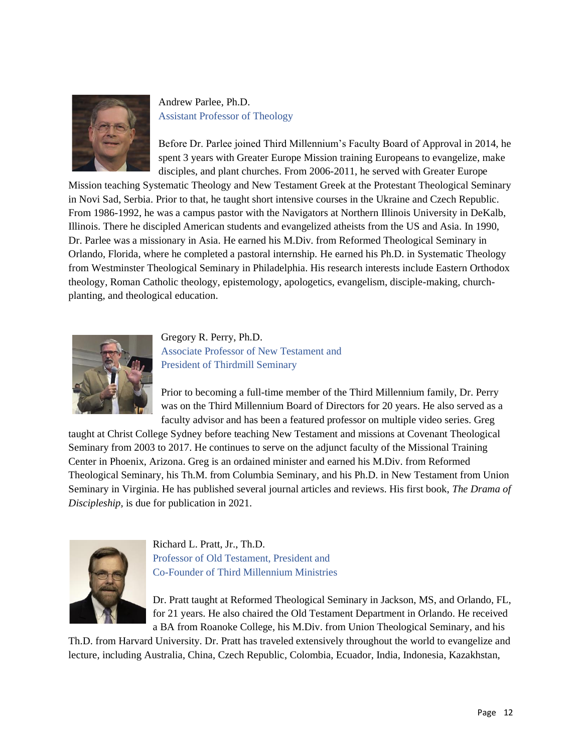Andrew Parlee, Ph.D.
Assistant Professor of Theology

Before Dr. Parlee joined Third Millennium's Faculty Board of Approval in 2014, he spent 3 years with Greater Europe Mission training Europeans to evangelize, make disciples, and plant churches. From 2006-2011, he served with Greater Europe Mission teaching Systematic Theology and New Testament Greek at the Protestant Theological Seminary in Novi Sad, Serbia. Prior to that, he taught short intensive courses in the Ukraine and Czech Republic. From 1986-1992, he was a campus pastor with the Navigators at Northern Illinois University in DeKalb, Illinois. There he discipled American students and evangelized atheists from the US and Asia. In 1990, Dr. Parlee was a missionary in Asia. He earned his M.Div. from Reformed Theological Seminary in Orlando, Florida, where he completed a pastoral internship. He earned his Ph.D. in Systematic Theology from Westminster Theological Seminary in Philadelphia. His research interests include Eastern Orthodox theology, Roman Catholic theology, epistemology, apologetics, evangelism, disciple-making, church-planting, and theological education.

Gregory R. Perry, Ph.D.
Associate Professor of New Testament and
President of Thirdmill Seminary

Prior to becoming a full-time member of the Third Millennium family, Dr. Perry was on the Third Millennium Board of Directors for 20 years. He also served as a faculty advisor and has been a featured professor on multiple video series. Greg taught at Christ College Sydney before teaching New Testament and missions at Covenant Theological Seminary from 2003 to 2017. He continues to serve on the adjunct faculty of the Missional Training Center in Phoenix, Arizona. Greg is an ordained minister and earned his M.Div. from Reformed Theological Seminary, his Th.M. from Columbia Seminary, and his Ph.D. in New Testament from Union Seminary in Virginia. He has published several journal articles and reviews. His first book, *The Drama of Discipleship*, is due for publication in 2021.

Richard L. Pratt, Jr., Th.D.
Professor of Old Testament, President and
Co-Founder of Third Millennium Ministries

Dr. Pratt taught at Reformed Theological Seminary in Jackson, MS, and Orlando, FL, for 21 years. He also chaired the Old Testament Department in Orlando. He received a BA from Roanoke College, his M.Div. from Union Theological Seminary, and his Th.D. from Harvard University. Dr. Pratt has traveled extensively throughout the world to evangelize and lecture, including Australia, China, Czech Republic, Colombia, Ecuador, India, Indonesia, Kazakhstan,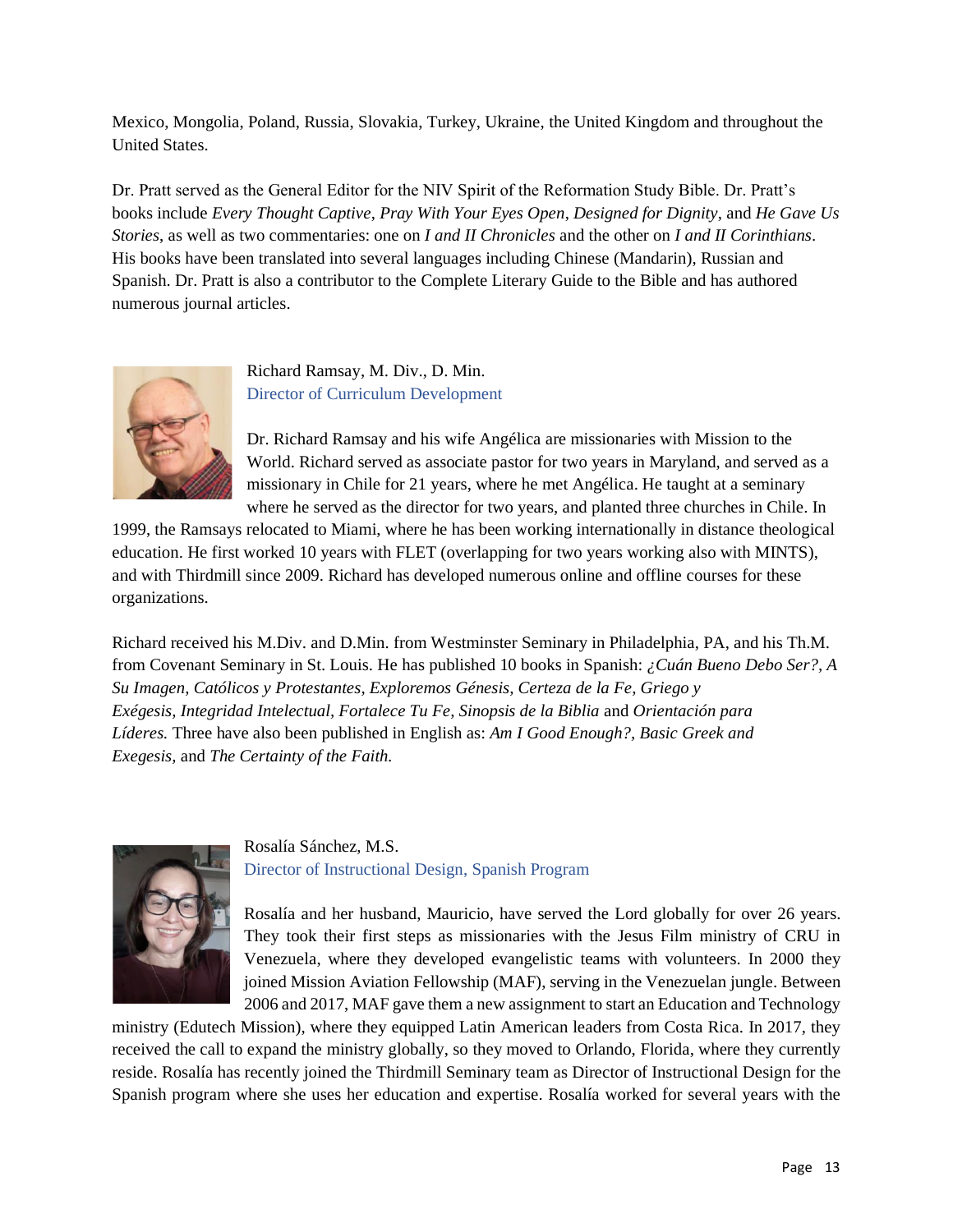Mexico, Mongolia, Poland, Russia, Slovakia, Turkey, Ukraine, the United Kingdom and throughout the United States.

Dr. Pratt served as the General Editor for the NIV Spirit of the Reformation Study Bible. Dr. Pratt's books include *Every Thought Captive*, *Pray With Your Eyes Open*, *Designed for Dignity*, and *He Gave Us Stories*, as well as two commentaries: one on *I and II Chronicles* and the other on *I and II Corinthians*. His books have been translated into several languages including Chinese (Mandarin), Russian and Spanish. Dr. Pratt is also a contributor to the Complete Literary Guide to the Bible and has authored numerous journal articles.

Richard Ramsay, M. Div., D. Min.
Director of Curriculum Development

Dr. Richard Ramsay and his wife Angélica are missionaries with Mission to the World. Richard served as associate pastor for two years in Maryland, and served as a missionary in Chile for 21 years, where he met Angélica. He taught at a seminary where he served as the director for two years, and planted three churches in Chile. In 1999, the Ramsays relocated to Miami, where he has been working internationally in distance theological education. He first worked 10 years with FLET (overlapping for two years working also with MINTS), and with Thirdmill since 2009. Richard has developed numerous online and offline courses for these organizations.

Richard received his M.Div. and D.Min. from Westminster Seminary in Philadelphia, PA, and his Th.M. from Covenant Seminary in St. Louis. He has published 10 books in Spanish: *¿Cuán Bueno Debo Ser?, A Su Imagen, Católicos y Protestantes, Exploremos Génesis, Certeza de la Fe, Griego y Exégesis, Integridad Intelectual, Fortalece Tu Fe, Sinopsis de la Biblia* and *Orientación para Líderes.* Three have also been published in English as: *Am I Good Enough?, Basic Greek and Exegesis,* and *The Certainty of the Faith.*

Rosalía Sánchez, M.S.
Director of Instructional Design, Spanish Program

Rosalía and her husband, Mauricio, have served the Lord globally for over 26 years. They took their first steps as missionaries with the Jesus Film ministry of CRU in Venezuela, where they developed evangelistic teams with volunteers. In 2000 they joined Mission Aviation Fellowship (MAF), serving in the Venezuelan jungle. Between 2006 and 2017, MAF gave them a new assignment to start an Education and Technology ministry (Edutech Mission), where they equipped Latin American leaders from Costa Rica. In 2017, they received the call to expand the ministry globally, so they moved to Orlando, Florida, where they currently reside. Rosalía has recently joined the Thirdmill Seminary team as Director of Instructional Design for the Spanish program where she uses her education and expertise. Rosalía worked for several years with the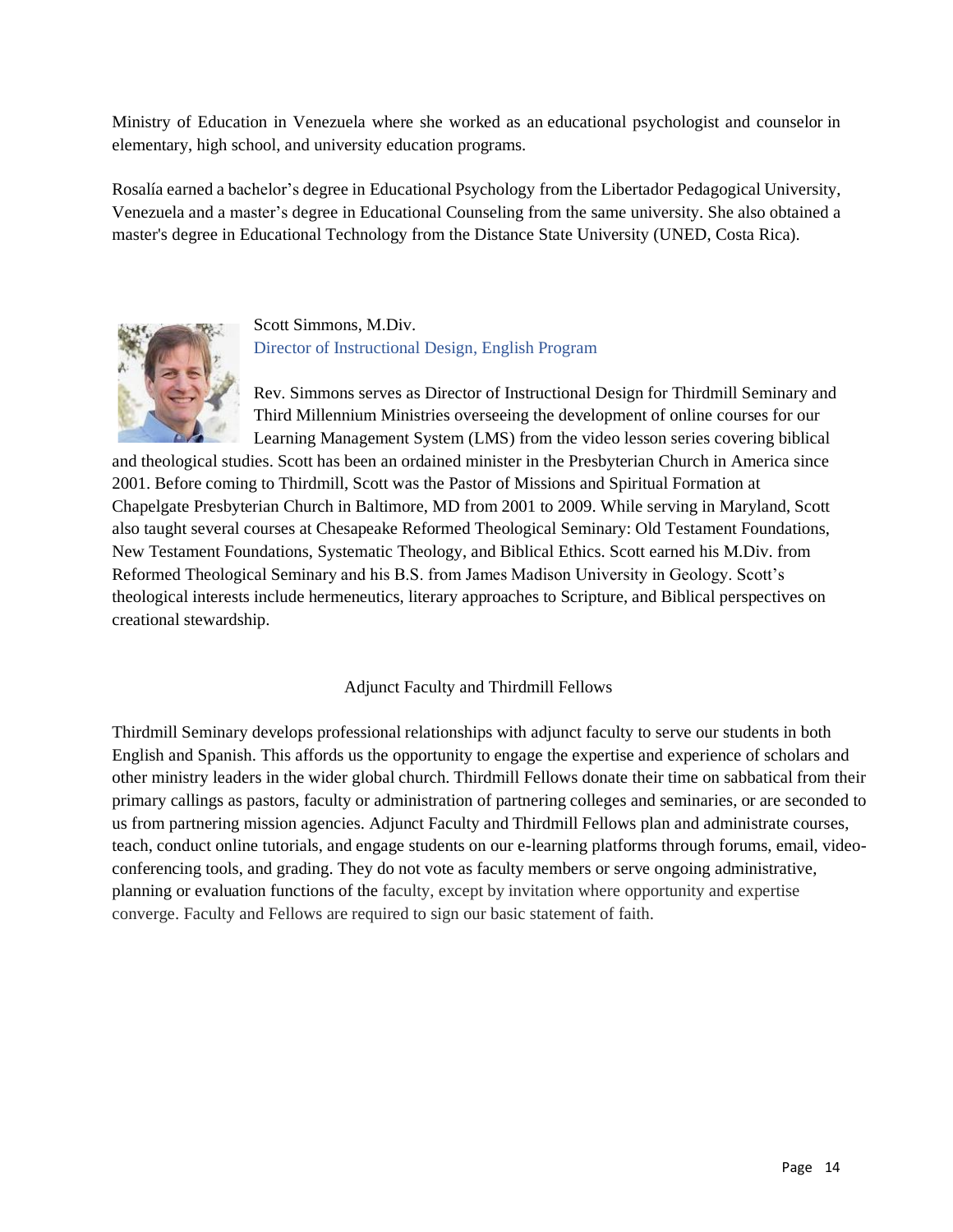Ministry of Education in Venezuela where she worked as an educational psychologist and counselor in elementary, high school, and university education programs.

Rosalía earned a bachelor's degree in Educational Psychology from the Libertador Pedagogical University, Venezuela and a master's degree in Educational Counseling from the same university. She also obtained a master's degree in Educational Technology from the Distance State University (UNED, Costa Rica).

Scott Simmons, M.Div.
Director of Instructional Design, English Program

Rev. Simmons serves as Director of Instructional Design for Thirdmill Seminary and Third Millennium Ministries overseeing the development of online courses for our Learning Management System (LMS) from the video lesson series covering biblical and theological studies. Scott has been an ordained minister in the Presbyterian Church in America since 2001. Before coming to Thirdmill, Scott was the Pastor of Missions and Spiritual Formation at Chapelgate Presbyterian Church in Baltimore, MD from 2001 to 2009. While serving in Maryland, Scott also taught several courses at Chesapeake Reformed Theological Seminary: Old Testament Foundations, New Testament Foundations, Systematic Theology, and Biblical Ethics. Scott earned his M.Div. from Reformed Theological Seminary and his B.S. from James Madison University in Geology. Scott's theological interests include hermeneutics, literary approaches to Scripture, and Biblical perspectives on creational stewardship.

## Adjunct Faculty and Thirdmill Fellows

Thirdmill Seminary develops professional relationships with adjunct faculty to serve our students in both English and Spanish. This affords us the opportunity to engage the expertise and experience of scholars and other ministry leaders in the wider global church. Thirdmill Fellows donate their time on sabbatical from their primary callings as pastors, faculty or administration of partnering colleges and seminaries, or are seconded to us from partnering mission agencies. Adjunct Faculty and Thirdmill Fellows plan and administrate courses, teach, conduct online tutorials, and engage students on our e-learning platforms through forums, email, video-conferencing tools, and grading. They do not vote as faculty members or serve ongoing administrative, planning or evaluation functions of the faculty, except by invitation where opportunity and expertise converge. Faculty and Fellows are required to sign our basic statement of faith.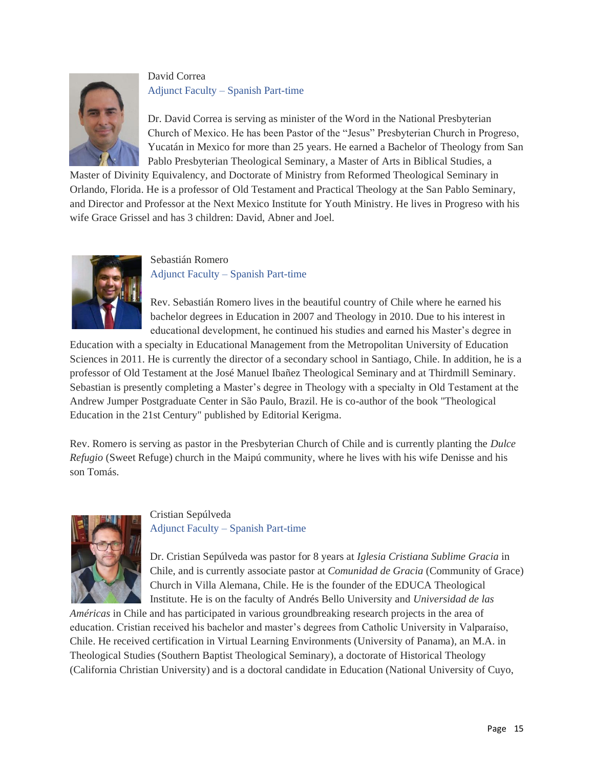David Correa
Adjunct Faculty – Spanish Part-time

Dr. David Correa is serving as minister of the Word in the National Presbyterian Church of Mexico. He has been Pastor of the "Jesus" Presbyterian Church in Progreso, Yucatán in Mexico for more than 25 years. He earned a Bachelor of Theology from San Pablo Presbyterian Theological Seminary, a Master of Arts in Biblical Studies, a Master of Divinity Equivalency, and Doctorate of Ministry from Reformed Theological Seminary in Orlando, Florida. He is a professor of Old Testament and Practical Theology at the San Pablo Seminary, and Director and Professor at the Next Mexico Institute for Youth Ministry. He lives in Progreso with his wife Grace Grissel and has 3 children: David, Abner and Joel.

Sebastián Romero
Adjunct Faculty – Spanish Part-time

Rev. Sebastián Romero lives in the beautiful country of Chile where he earned his bachelor degrees in Education in 2007 and Theology in 2010. Due to his interest in educational development, he continued his studies and earned his Master's degree in Education with a specialty in Educational Management from the Metropolitan University of Education Sciences in 2011. He is currently the director of a secondary school in Santiago, Chile. In addition, he is a professor of Old Testament at the José Manuel Ibañez Theological Seminary and at Thirdmill Seminary. Sebastian is presently completing a Master's degree in Theology with a specialty in Old Testament at the Andrew Jumper Postgraduate Center in São Paulo, Brazil. He is co-author of the book "Theological Education in the 21st Century" published by Editorial Kerigma.

Rev. Romero is serving as pastor in the Presbyterian Church of Chile and is currently planting the *Dulce Refugio* (Sweet Refuge) church in the Maipú community, where he lives with his wife Denisse and his son Tomás.

Cristian Sepúlveda
Adjunct Faculty – Spanish Part-time

Dr. Cristian Sepúlveda was pastor for 8 years at *Iglesia Cristiana Sublime Gracia* in Chile, and is currently associate pastor at *Comunidad de Gracia* (Community of Grace) Church in Villa Alemana, Chile. He is the founder of the EDUCA Theological Institute. He is on the faculty of Andrés Bello University and *Universidad de las Américas* in Chile and has participated in various groundbreaking research projects in the area of education. Cristian received his bachelor and master's degrees from Catholic University in Valparaíso, Chile. He received certification in Virtual Learning Environments (University of Panama), an M.A. in Theological Studies (Southern Baptist Theological Seminary), a doctorate of Historical Theology (California Christian University) and is a doctoral candidate in Education (National University of Cuyo,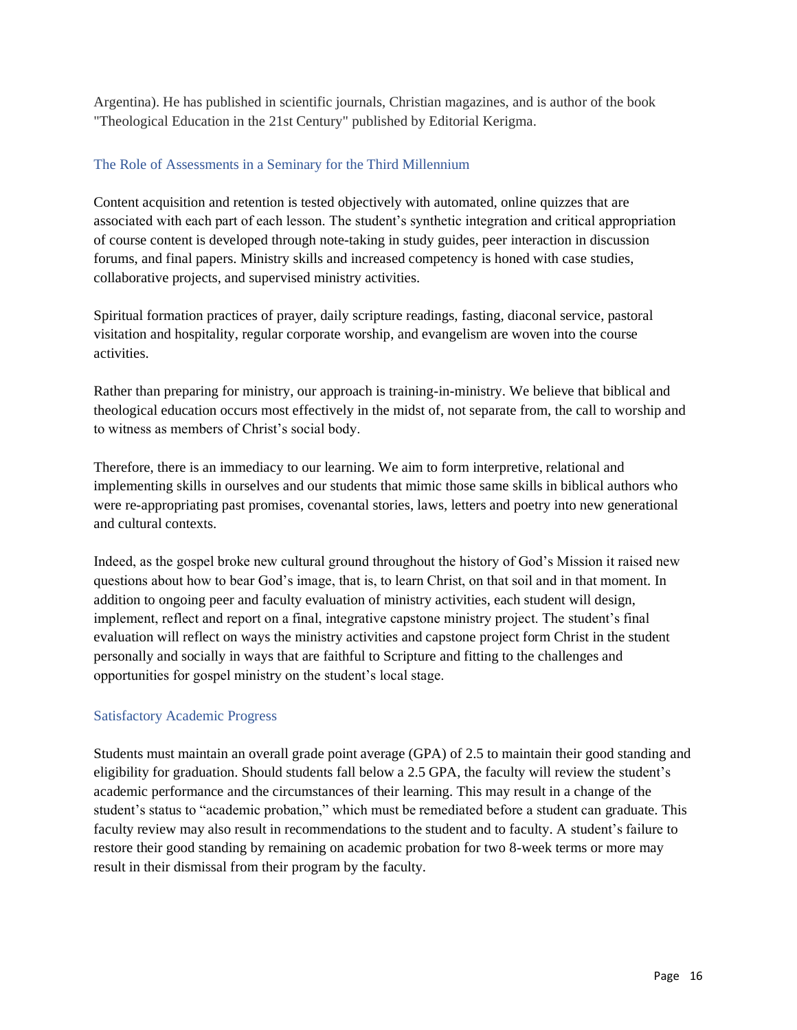Argentina). He has published in scientific journals, Christian magazines, and is author of the book "Theological Education in the 21st Century" published by Editorial Kerigma.

## The Role of Assessments in a Seminary for the Third Millennium

Content acquisition and retention is tested objectively with automated, online quizzes that are associated with each part of each lesson. The student's synthetic integration and critical appropriation of course content is developed through note-taking in study guides, peer interaction in discussion forums, and final papers. Ministry skills and increased competency is honed with case studies, collaborative projects, and supervised ministry activities.

Spiritual formation practices of prayer, daily scripture readings, fasting, diaconal service, pastoral visitation and hospitality, regular corporate worship, and evangelism are woven into the course activities.

Rather than preparing for ministry, our approach is training-in-ministry. We believe that biblical and theological education occurs most effectively in the midst of, not separate from, the call to worship and to witness as members of Christ's social body.

Therefore, there is an immediacy to our learning. We aim to form interpretive, relational and implementing skills in ourselves and our students that mimic those same skills in biblical authors who were re-appropriating past promises, covenantal stories, laws, letters and poetry into new generational and cultural contexts.

Indeed, as the gospel broke new cultural ground throughout the history of God's Mission it raised new questions about how to bear God's image, that is, to learn Christ, on that soil and in that moment. In addition to ongoing peer and faculty evaluation of ministry activities, each student will design, implement, reflect and report on a final, integrative capstone ministry project. The student's final evaluation will reflect on ways the ministry activities and capstone project form Christ in the student personally and socially in ways that are faithful to Scripture and fitting to the challenges and opportunities for gospel ministry on the student's local stage.

## Satisfactory Academic Progress

Students must maintain an overall grade point average (GPA) of 2.5 to maintain their good standing and eligibility for graduation. Should students fall below a 2.5 GPA, the faculty will review the student's academic performance and the circumstances of their learning. This may result in a change of the student's status to "academic probation," which must be remediated before a student can graduate. This faculty review may also result in recommendations to the student and to faculty. A student's failure to restore their good standing by remaining on academic probation for two 8-week terms or more may result in their dismissal from their program by the faculty.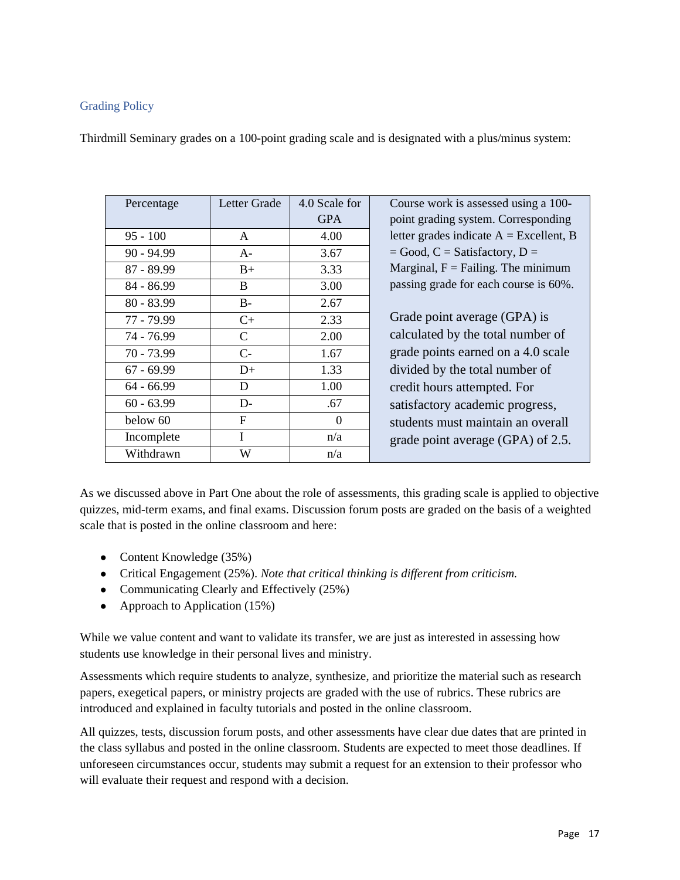## Grading Policy

Thirdmill Seminary grades on a 100-point grading scale and is designated with a plus/minus system:

| Percentage | Letter Grade | 4.0 Scale for GPA |
|---|---|---|
| 95 - 100 | A | 4.00 |
| 90 - 94.99 | A- | 3.67 |
| 87 - 89.99 | B+ | 3.33 |
| 84 - 86.99 | B | 3.00 |
| 80 - 83.99 | B- | 2.67 |
| 77 - 79.99 | C+ | 2.33 |
| 74 - 76.99 | C | 2.00 |
| 70 - 73.99 | C- | 1.67 |
| 67 - 69.99 | D+ | 1.33 |
| 64 - 66.99 | D | 1.00 |
| 60 - 63.99 | D- | .67 |
| below 60 | F | 0 |
| Incomplete | I | n/a |
| Withdrawn | W | n/a |

Course work is assessed using a 100-point grading system. Corresponding letter grades indicate A = Excellent, B = Good, C = Satisfactory, D = Marginal, F = Failing. The minimum passing grade for each course is 60%.

Grade point average (GPA) is calculated by the total number of grade points earned on a 4.0 scale divided by the total number of credit hours attempted. For satisfactory academic progress, students must maintain an overall grade point average (GPA) of 2.5.

As we discussed above in Part One about the role of assessments, this grading scale is applied to objective quizzes, mid-term exams, and final exams. Discussion forum posts are graded on the basis of a weighted scale that is posted in the online classroom and here:

- Content Knowledge (35%)
- Critical Engagement (25%). *Note that critical thinking is different from criticism.*
- Communicating Clearly and Effectively (25%)
- Approach to Application (15%)

While we value content and want to validate its transfer, we are just as interested in assessing how students use knowledge in their personal lives and ministry.

Assessments which require students to analyze, synthesize, and prioritize the material such as research papers, exegetical papers, or ministry projects are graded with the use of rubrics. These rubrics are introduced and explained in faculty tutorials and posted in the online classroom.

All quizzes, tests, discussion forum posts, and other assessments have clear due dates that are printed in the class syllabus and posted in the online classroom. Students are expected to meet those deadlines. If unforeseen circumstances occur, students may submit a request for an extension to their professor who will evaluate their request and respond with a decision.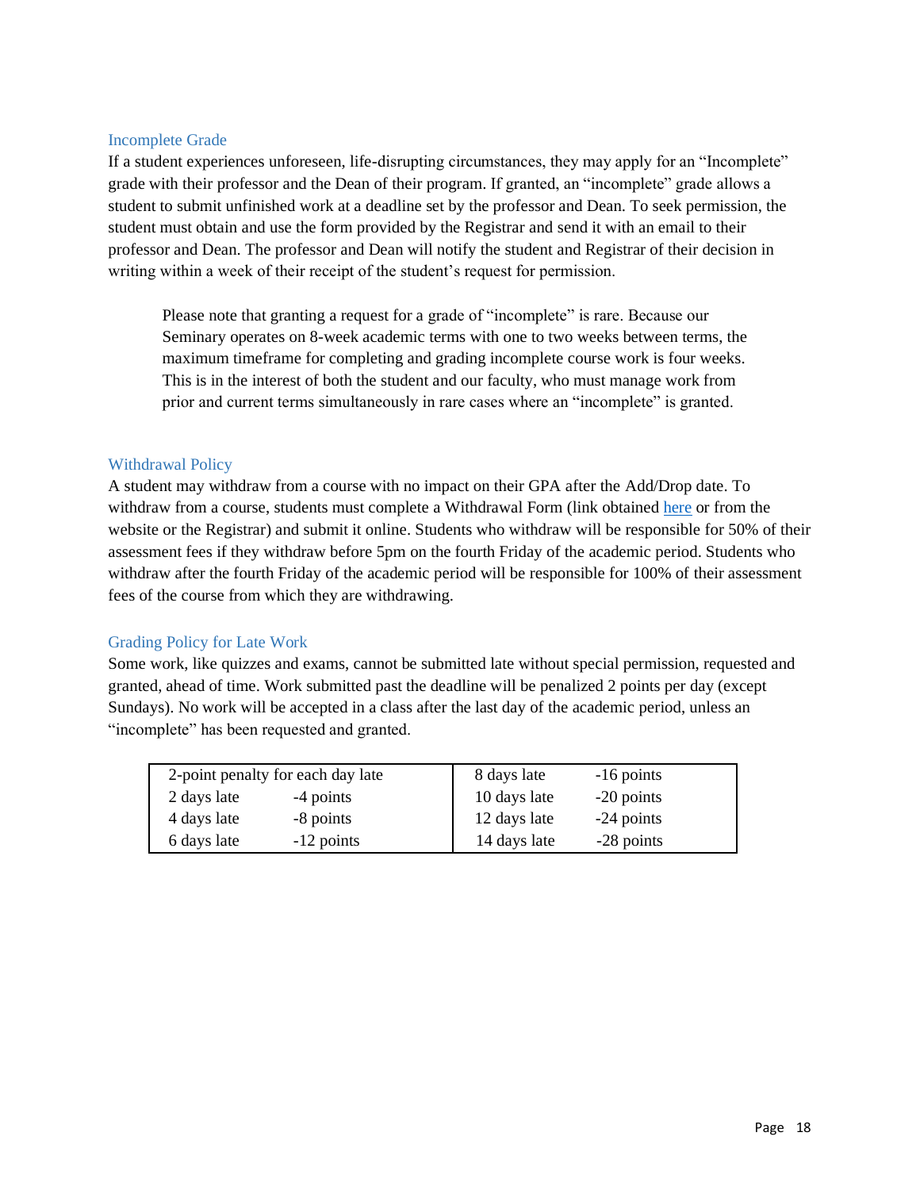## Incomplete Grade

If a student experiences unforeseen, life-disrupting circumstances, they may apply for an "Incomplete" grade with their professor and the Dean of their program. If granted, an "incomplete" grade allows a student to submit unfinished work at a deadline set by the professor and Dean. To seek permission, the student must obtain and use the form provided by the Registrar and send it with an email to their professor and Dean. The professor and Dean will notify the student and Registrar of their decision in writing within a week of their receipt of the student's request for permission.

> Please note that granting a request for a grade of "incomplete" is rare. Because our Seminary operates on 8-week academic terms with one to two weeks between terms, the maximum timeframe for completing and grading incomplete course work is four weeks. This is in the interest of both the student and our faculty, who must manage work from prior and current terms simultaneously in rare cases where an "incomplete" is granted.

## Withdrawal Policy

A student may withdraw from a course with no impact on their GPA after the Add/Drop date. To withdraw from a course, students must complete a Withdrawal Form (link obtained here or from the website or the Registrar) and submit it online. Students who withdraw will be responsible for 50% of their assessment fees if they withdraw before 5pm on the fourth Friday of the academic period. Students who withdraw after the fourth Friday of the academic period will be responsible for 100% of their assessment fees of the course from which they are withdrawing.

## Grading Policy for Late Work

Some work, like quizzes and exams, cannot be submitted late without special permission, requested and granted, ahead of time. Work submitted past the deadline will be penalized 2 points per day (except Sundays). No work will be accepted in a class after the last day of the academic period, unless an "incomplete" has been requested and granted.

| 2-point penalty for each day late | | 8 days late | -16 points |
|---|---|---|---|
| 2 days late | -4 points | 10 days late | -20 points |
| 4 days late | -8 points | 12 days late | -24 points |
| 6 days late | -12 points | 14 days late | -28 points |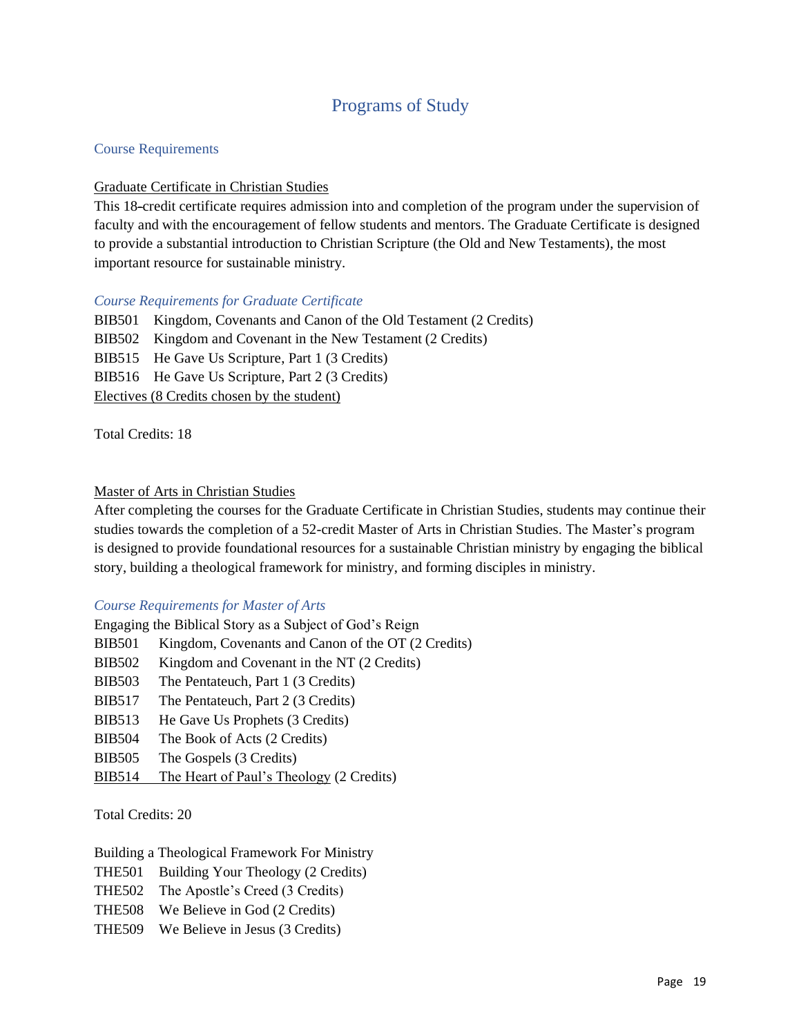# Programs of Study

## Course Requirements

### Graduate Certificate in Christian Studies

This 18-credit certificate requires admission into and completion of the program under the supervision of faculty and with the encouragement of fellow students and mentors. The Graduate Certificate is designed to provide a substantial introduction to Christian Scripture (the Old and New Testaments), the most important resource for sustainable ministry.

*Course Requirements for Graduate Certificate*

BIB501 Kingdom, Covenants and Canon of the Old Testament (2 Credits)
BIB502 Kingdom and Covenant in the New Testament (2 Credits)
BIB515 He Gave Us Scripture, Part 1 (3 Credits)
BIB516 He Gave Us Scripture, Part 2 (3 Credits)
Electives (8 Credits chosen by the student)

Total Credits: 18

### Master of Arts in Christian Studies

After completing the courses for the Graduate Certificate in Christian Studies, students may continue their studies towards the completion of a 52-credit Master of Arts in Christian Studies. The Master's program is designed to provide foundational resources for a sustainable Christian ministry by engaging the biblical story, building a theological framework for ministry, and forming disciples in ministry.

*Course Requirements for Master of Arts*

Engaging the Biblical Story as a Subject of God's Reign
BIB501 Kingdom, Covenants and Canon of the OT (2 Credits)
BIB502 Kingdom and Covenant in the NT (2 Credits)
BIB503 The Pentateuch, Part 1 (3 Credits)
BIB517 The Pentateuch, Part 2 (3 Credits)
BIB513 He Gave Us Prophets (3 Credits)
BIB504 The Book of Acts (2 Credits)
BIB505 The Gospels (3 Credits)
BIB514 The Heart of Paul's Theology (2 Credits)

Total Credits: 20

Building a Theological Framework For Ministry
THE501 Building Your Theology (2 Credits)
THE502 The Apostle's Creed (3 Credits)
THE508 We Believe in God (2 Credits)
THE509 We Believe in Jesus (3 Credits)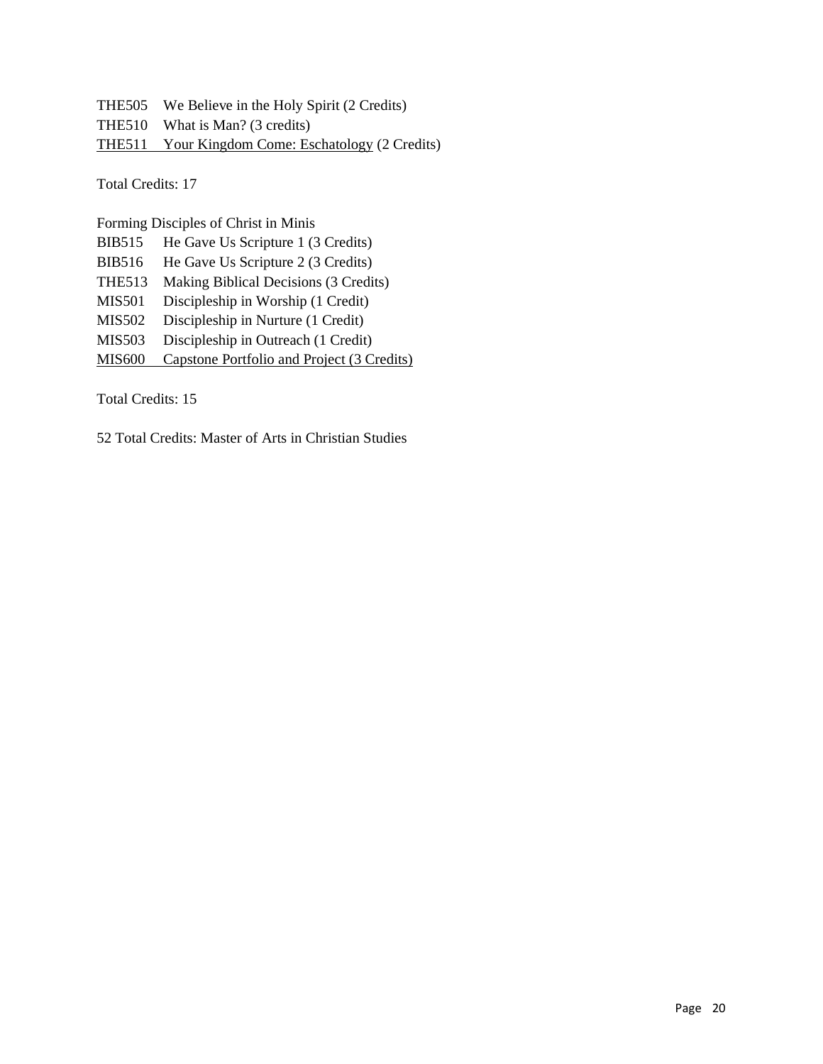THE505 We Believe in the Holy Spirit (2 Credits)
THE510 What is Man? (3 credits)
THE511 Your Kingdom Come: Eschatology (2 Credits)

Total Credits: 17

Forming Disciples of Christ in Minis
BIB515 He Gave Us Scripture 1 (3 Credits)
BIB516 He Gave Us Scripture 2 (3 Credits)
THE513 Making Biblical Decisions (3 Credits)
MIS501 Discipleship in Worship (1 Credit)
MIS502 Discipleship in Nurture (1 Credit)
MIS503 Discipleship in Outreach (1 Credit)
MIS600 Capstone Portfolio and Project (3 Credits)

Total Credits: 15

52 Total Credits: Master of Arts in Christian Studies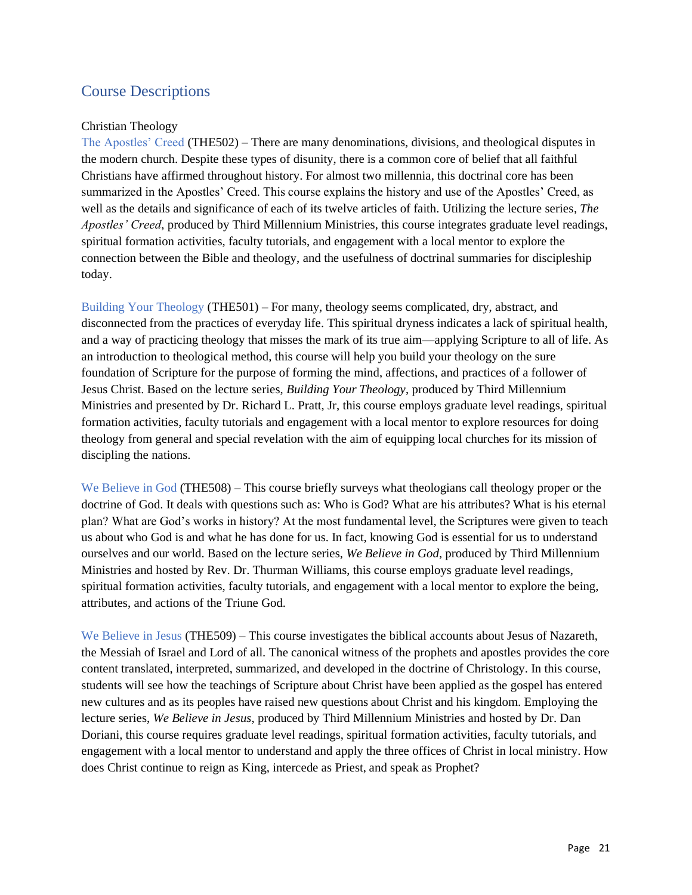## Course Descriptions

Christian Theology

The Apostles' Creed (THE502) – There are many denominations, divisions, and theological disputes in the modern church. Despite these types of disunity, there is a common core of belief that all faithful Christians have affirmed throughout history. For almost two millennia, this doctrinal core has been summarized in the Apostles' Creed. This course explains the history and use of the Apostles' Creed, as well as the details and significance of each of its twelve articles of faith. Utilizing the lecture series, *The Apostles' Creed*, produced by Third Millennium Ministries, this course integrates graduate level readings, spiritual formation activities, faculty tutorials, and engagement with a local mentor to explore the connection between the Bible and theology, and the usefulness of doctrinal summaries for discipleship today.

Building Your Theology (THE501) – For many, theology seems complicated, dry, abstract, and disconnected from the practices of everyday life. This spiritual dryness indicates a lack of spiritual health, and a way of practicing theology that misses the mark of its true aim—applying Scripture to all of life. As an introduction to theological method, this course will help you build your theology on the sure foundation of Scripture for the purpose of forming the mind, affections, and practices of a follower of Jesus Christ. Based on the lecture series, *Building Your Theology*, produced by Third Millennium Ministries and presented by Dr. Richard L. Pratt, Jr, this course employs graduate level readings, spiritual formation activities, faculty tutorials and engagement with a local mentor to explore resources for doing theology from general and special revelation with the aim of equipping local churches for its mission of discipling the nations.

We Believe in God (THE508) – This course briefly surveys what theologians call theology proper or the doctrine of God. It deals with questions such as: Who is God? What are his attributes? What is his eternal plan? What are God's works in history? At the most fundamental level, the Scriptures were given to teach us about who God is and what he has done for us. In fact, knowing God is essential for us to understand ourselves and our world. Based on the lecture series, *We Believe in God*, produced by Third Millennium Ministries and hosted by Rev. Dr. Thurman Williams, this course employs graduate level readings, spiritual formation activities, faculty tutorials, and engagement with a local mentor to explore the being, attributes, and actions of the Triune God.

We Believe in Jesus (THE509) – This course investigates the biblical accounts about Jesus of Nazareth, the Messiah of Israel and Lord of all. The canonical witness of the prophets and apostles provides the core content translated, interpreted, summarized, and developed in the doctrine of Christology. In this course, students will see how the teachings of Scripture about Christ have been applied as the gospel has entered new cultures and as its peoples have raised new questions about Christ and his kingdom. Employing the lecture series, *We Believe in Jesus*, produced by Third Millennium Ministries and hosted by Dr. Dan Doriani, this course requires graduate level readings, spiritual formation activities, faculty tutorials, and engagement with a local mentor to understand and apply the three offices of Christ in local ministry. How does Christ continue to reign as King, intercede as Priest, and speak as Prophet?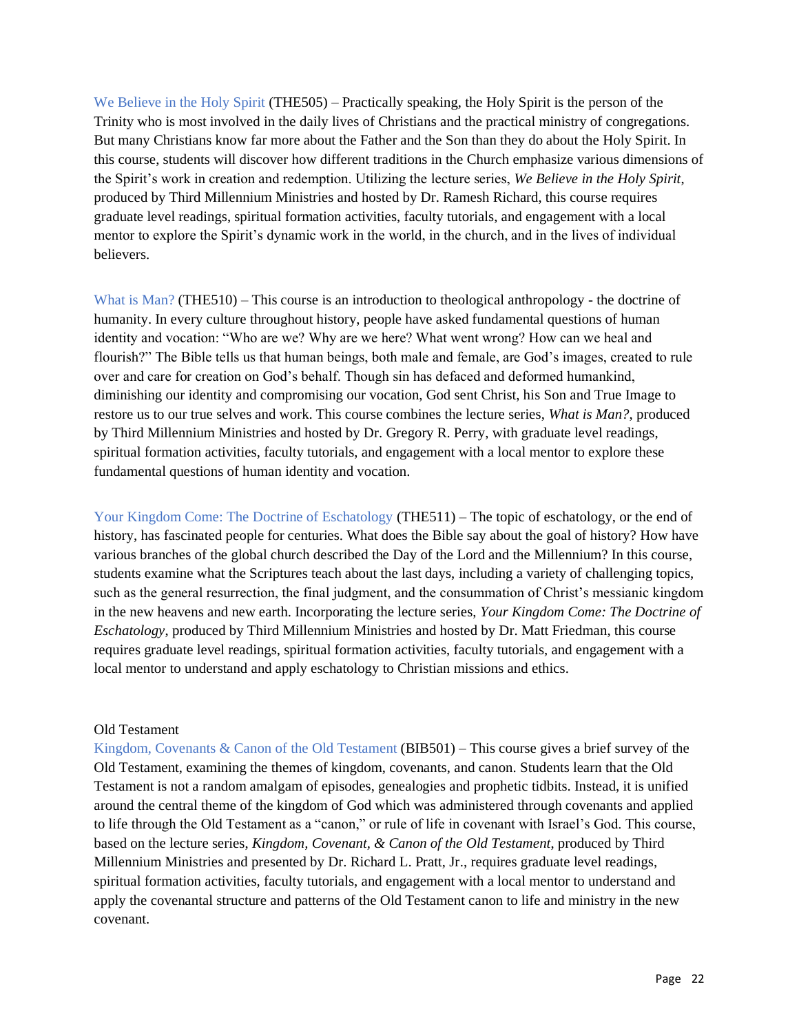We Believe in the Holy Spirit (THE505) – Practically speaking, the Holy Spirit is the person of the Trinity who is most involved in the daily lives of Christians and the practical ministry of congregations. But many Christians know far more about the Father and the Son than they do about the Holy Spirit. In this course, students will discover how different traditions in the Church emphasize various dimensions of the Spirit's work in creation and redemption. Utilizing the lecture series, *We Believe in the Holy Spirit*, produced by Third Millennium Ministries and hosted by Dr. Ramesh Richard, this course requires graduate level readings, spiritual formation activities, faculty tutorials, and engagement with a local mentor to explore the Spirit's dynamic work in the world, in the church, and in the lives of individual believers.

What is Man? (THE510) – This course is an introduction to theological anthropology - the doctrine of humanity. In every culture throughout history, people have asked fundamental questions of human identity and vocation: "Who are we? Why are we here? What went wrong? How can we heal and flourish?" The Bible tells us that human beings, both male and female, are God's images, created to rule over and care for creation on God's behalf. Though sin has defaced and deformed humankind, diminishing our identity and compromising our vocation, God sent Christ, his Son and True Image to restore us to our true selves and work. This course combines the lecture series, *What is Man?*, produced by Third Millennium Ministries and hosted by Dr. Gregory R. Perry, with graduate level readings, spiritual formation activities, faculty tutorials, and engagement with a local mentor to explore these fundamental questions of human identity and vocation.

Your Kingdom Come: The Doctrine of Eschatology (THE511) – The topic of eschatology, or the end of history, has fascinated people for centuries. What does the Bible say about the goal of history? How have various branches of the global church described the Day of the Lord and the Millennium? In this course, students examine what the Scriptures teach about the last days, including a variety of challenging topics, such as the general resurrection, the final judgment, and the consummation of Christ's messianic kingdom in the new heavens and new earth. Incorporating the lecture series, *Your Kingdom Come: The Doctrine of Eschatology*, produced by Third Millennium Ministries and hosted by Dr. Matt Friedman, this course requires graduate level readings, spiritual formation activities, faculty tutorials, and engagement with a local mentor to understand and apply eschatology to Christian missions and ethics.

Old Testament

Kingdom, Covenants & Canon of the Old Testament (BIB501) – This course gives a brief survey of the Old Testament, examining the themes of kingdom, covenants, and canon. Students learn that the Old Testament is not a random amalgam of episodes, genealogies and prophetic tidbits. Instead, it is unified around the central theme of the kingdom of God which was administered through covenants and applied to life through the Old Testament as a "canon," or rule of life in covenant with Israel's God. This course, based on the lecture series, *Kingdom, Covenant, & Canon of the Old Testament*, produced by Third Millennium Ministries and presented by Dr. Richard L. Pratt, Jr., requires graduate level readings, spiritual formation activities, faculty tutorials, and engagement with a local mentor to understand and apply the covenantal structure and patterns of the Old Testament canon to life and ministry in the new covenant.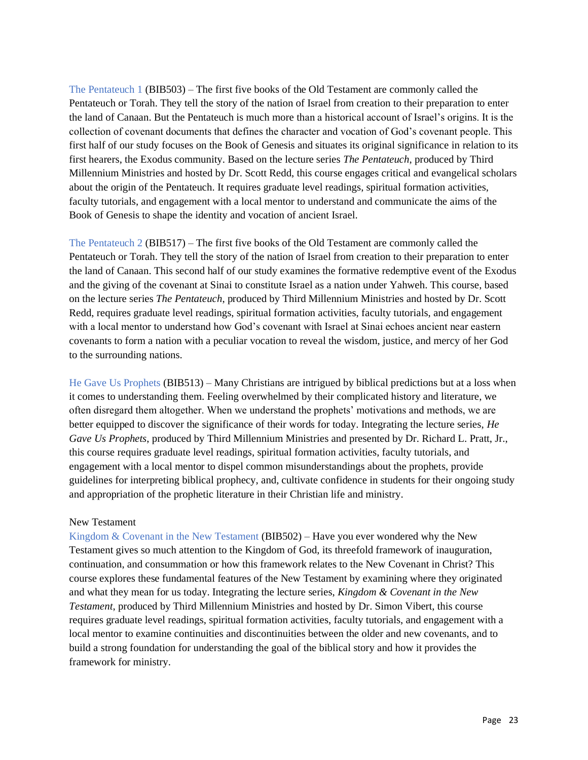The Pentateuch 1 (BIB503) – The first five books of the Old Testament are commonly called the Pentateuch or Torah. They tell the story of the nation of Israel from creation to their preparation to enter the land of Canaan. But the Pentateuch is much more than a historical account of Israel's origins. It is the collection of covenant documents that defines the character and vocation of God's covenant people. This first half of our study focuses on the Book of Genesis and situates its original significance in relation to its first hearers, the Exodus community. Based on the lecture series *The Pentateuch*, produced by Third Millennium Ministries and hosted by Dr. Scott Redd, this course engages critical and evangelical scholars about the origin of the Pentateuch. It requires graduate level readings, spiritual formation activities, faculty tutorials, and engagement with a local mentor to understand and communicate the aims of the Book of Genesis to shape the identity and vocation of ancient Israel.

The Pentateuch 2 (BIB517) – The first five books of the Old Testament are commonly called the Pentateuch or Torah. They tell the story of the nation of Israel from creation to their preparation to enter the land of Canaan. This second half of our study examines the formative redemptive event of the Exodus and the giving of the covenant at Sinai to constitute Israel as a nation under Yahweh. This course, based on the lecture series *The Pentateuch*, produced by Third Millennium Ministries and hosted by Dr. Scott Redd, requires graduate level readings, spiritual formation activities, faculty tutorials, and engagement with a local mentor to understand how God's covenant with Israel at Sinai echoes ancient near eastern covenants to form a nation with a peculiar vocation to reveal the wisdom, justice, and mercy of her God to the surrounding nations.

He Gave Us Prophets (BIB513) – Many Christians are intrigued by biblical predictions but at a loss when it comes to understanding them. Feeling overwhelmed by their complicated history and literature, we often disregard them altogether. When we understand the prophets' motivations and methods, we are better equipped to discover the significance of their words for today. Integrating the lecture series, *He Gave Us Prophets*, produced by Third Millennium Ministries and presented by Dr. Richard L. Pratt, Jr., this course requires graduate level readings, spiritual formation activities, faculty tutorials, and engagement with a local mentor to dispel common misunderstandings about the prophets, provide guidelines for interpreting biblical prophecy, and, cultivate confidence in students for their ongoing study and appropriation of the prophetic literature in their Christian life and ministry.

New Testament

Kingdom & Covenant in the New Testament (BIB502) – Have you ever wondered why the New Testament gives so much attention to the Kingdom of God, its threefold framework of inauguration, continuation, and consummation or how this framework relates to the New Covenant in Christ? This course explores these fundamental features of the New Testament by examining where they originated and what they mean for us today. Integrating the lecture series, *Kingdom & Covenant in the New Testament*, produced by Third Millennium Ministries and hosted by Dr. Simon Vibert, this course requires graduate level readings, spiritual formation activities, faculty tutorials, and engagement with a local mentor to examine continuities and discontinuities between the older and new covenants, and to build a strong foundation for understanding the goal of the biblical story and how it provides the framework for ministry.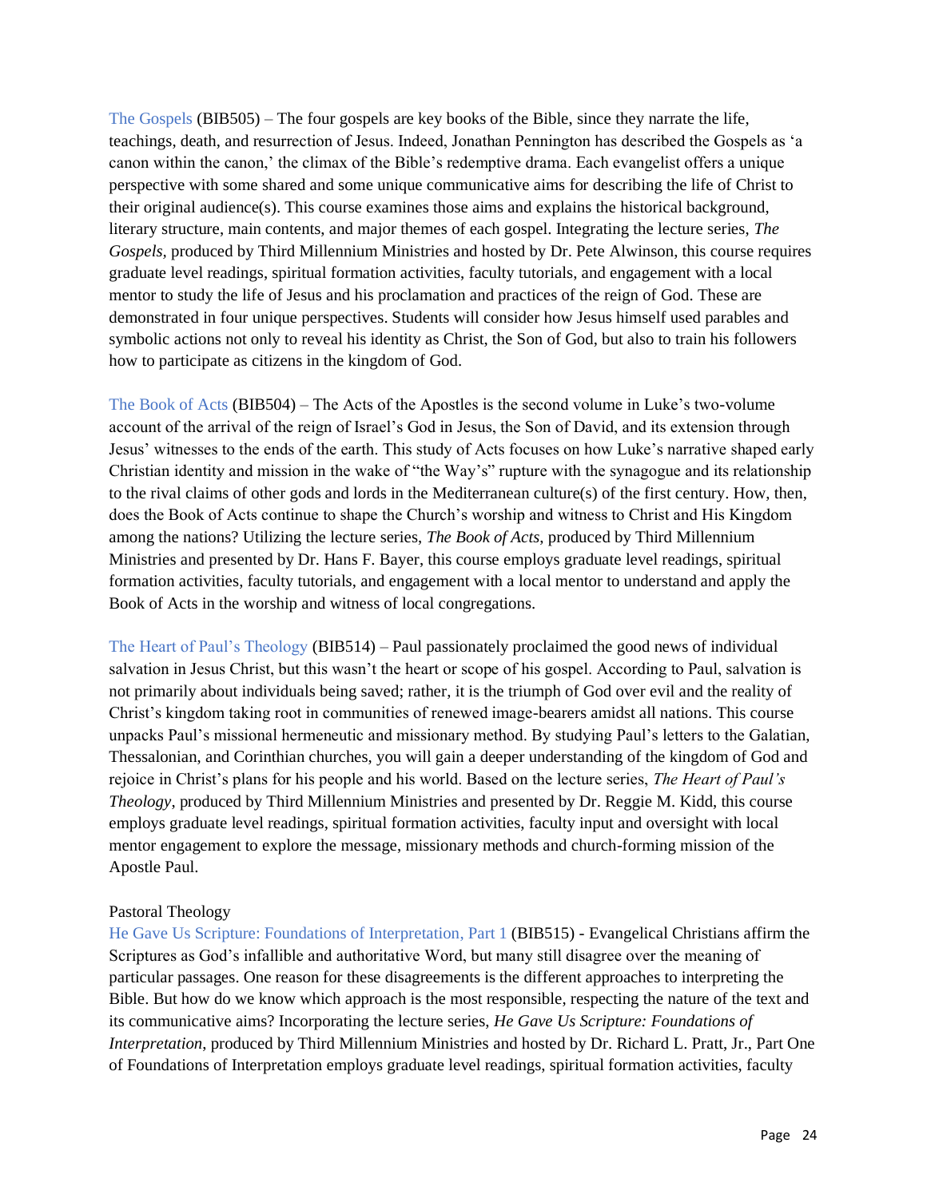The Gospels (BIB505) – The four gospels are key books of the Bible, since they narrate the life, teachings, death, and resurrection of Jesus. Indeed, Jonathan Pennington has described the Gospels as 'a canon within the canon,' the climax of the Bible's redemptive drama. Each evangelist offers a unique perspective with some shared and some unique communicative aims for describing the life of Christ to their original audience(s). This course examines those aims and explains the historical background, literary structure, main contents, and major themes of each gospel. Integrating the lecture series, *The Gospels,* produced by Third Millennium Ministries and hosted by Dr. Pete Alwinson, this course requires graduate level readings, spiritual formation activities, faculty tutorials, and engagement with a local mentor to study the life of Jesus and his proclamation and practices of the reign of God. These are demonstrated in four unique perspectives. Students will consider how Jesus himself used parables and symbolic actions not only to reveal his identity as Christ, the Son of God, but also to train his followers how to participate as citizens in the kingdom of God.

The Book of Acts (BIB504) – The Acts of the Apostles is the second volume in Luke's two-volume account of the arrival of the reign of Israel's God in Jesus, the Son of David, and its extension through Jesus' witnesses to the ends of the earth. This study of Acts focuses on how Luke's narrative shaped early Christian identity and mission in the wake of "the Way's" rupture with the synagogue and its relationship to the rival claims of other gods and lords in the Mediterranean culture(s) of the first century. How, then, does the Book of Acts continue to shape the Church's worship and witness to Christ and His Kingdom among the nations? Utilizing the lecture series, *The Book of Acts*, produced by Third Millennium Ministries and presented by Dr. Hans F. Bayer, this course employs graduate level readings, spiritual formation activities, faculty tutorials, and engagement with a local mentor to understand and apply the Book of Acts in the worship and witness of local congregations.

The Heart of Paul's Theology (BIB514) – Paul passionately proclaimed the good news of individual salvation in Jesus Christ, but this wasn't the heart or scope of his gospel. According to Paul, salvation is not primarily about individuals being saved; rather, it is the triumph of God over evil and the reality of Christ's kingdom taking root in communities of renewed image-bearers amidst all nations. This course unpacks Paul's missional hermeneutic and missionary method. By studying Paul's letters to the Galatian, Thessalonian, and Corinthian churches, you will gain a deeper understanding of the kingdom of God and rejoice in Christ's plans for his people and his world. Based on the lecture series, *The Heart of Paul's Theology*, produced by Third Millennium Ministries and presented by Dr. Reggie M. Kidd, this course employs graduate level readings, spiritual formation activities, faculty input and oversight with local mentor engagement to explore the message, missionary methods and church-forming mission of the Apostle Paul.

Pastoral Theology

He Gave Us Scripture: Foundations of Interpretation, Part 1 (BIB515) - Evangelical Christians affirm the Scriptures as God's infallible and authoritative Word, but many still disagree over the meaning of particular passages. One reason for these disagreements is the different approaches to interpreting the Bible. But how do we know which approach is the most responsible, respecting the nature of the text and its communicative aims? Incorporating the lecture series, *He Gave Us Scripture: Foundations of Interpretation*, produced by Third Millennium Ministries and hosted by Dr. Richard L. Pratt, Jr., Part One of Foundations of Interpretation employs graduate level readings, spiritual formation activities, faculty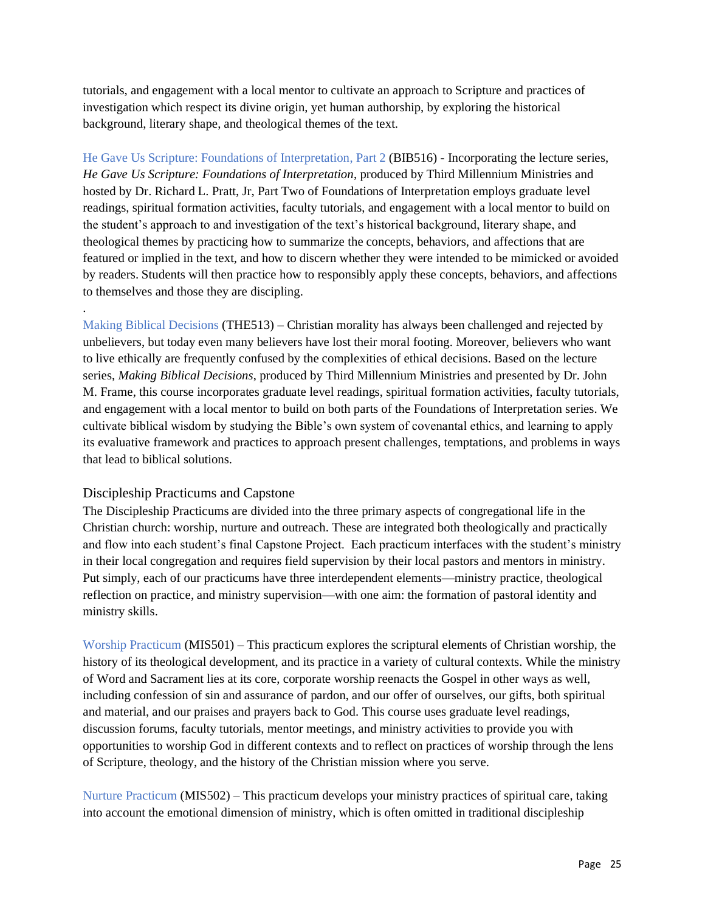tutorials, and engagement with a local mentor to cultivate an approach to Scripture and practices of investigation which respect its divine origin, yet human authorship, by exploring the historical background, literary shape, and theological themes of the text.

He Gave Us Scripture: Foundations of Interpretation, Part 2 (BIB516) - Incorporating the lecture series, *He Gave Us Scripture: Foundations of Interpretation*, produced by Third Millennium Ministries and hosted by Dr. Richard L. Pratt, Jr, Part Two of Foundations of Interpretation employs graduate level readings, spiritual formation activities, faculty tutorials, and engagement with a local mentor to build on the student's approach to and investigation of the text's historical background, literary shape, and theological themes by practicing how to summarize the concepts, behaviors, and affections that are featured or implied in the text, and how to discern whether they were intended to be mimicked or avoided by readers. Students will then practice how to responsibly apply these concepts, behaviors, and affections to themselves and those they are discipling.

.
Making Biblical Decisions (THE513) – Christian morality has always been challenged and rejected by unbelievers, but today even many believers have lost their moral footing. Moreover, believers who want to live ethically are frequently confused by the complexities of ethical decisions. Based on the lecture series, *Making Biblical Decisions*, produced by Third Millennium Ministries and presented by Dr. John M. Frame, this course incorporates graduate level readings, spiritual formation activities, faculty tutorials, and engagement with a local mentor to build on both parts of the Foundations of Interpretation series. We cultivate biblical wisdom by studying the Bible's own system of covenantal ethics, and learning to apply its evaluative framework and practices to approach present challenges, temptations, and problems in ways that lead to biblical solutions.

## Discipleship Practicums and Capstone

The Discipleship Practicums are divided into the three primary aspects of congregational life in the Christian church: worship, nurture and outreach. These are integrated both theologically and practically and flow into each student's final Capstone Project. Each practicum interfaces with the student's ministry in their local congregation and requires field supervision by their local pastors and mentors in ministry. Put simply, each of our practicums have three interdependent elements—ministry practice, theological reflection on practice, and ministry supervision—with one aim: the formation of pastoral identity and ministry skills.

Worship Practicum (MIS501) – This practicum explores the scriptural elements of Christian worship, the history of its theological development, and its practice in a variety of cultural contexts. While the ministry of Word and Sacrament lies at its core, corporate worship reenacts the Gospel in other ways as well, including confession of sin and assurance of pardon, and our offer of ourselves, our gifts, both spiritual and material, and our praises and prayers back to God. This course uses graduate level readings, discussion forums, faculty tutorials, mentor meetings, and ministry activities to provide you with opportunities to worship God in different contexts and to reflect on practices of worship through the lens of Scripture, theology, and the history of the Christian mission where you serve.

Nurture Practicum (MIS502) – This practicum develops your ministry practices of spiritual care, taking into account the emotional dimension of ministry, which is often omitted in traditional discipleship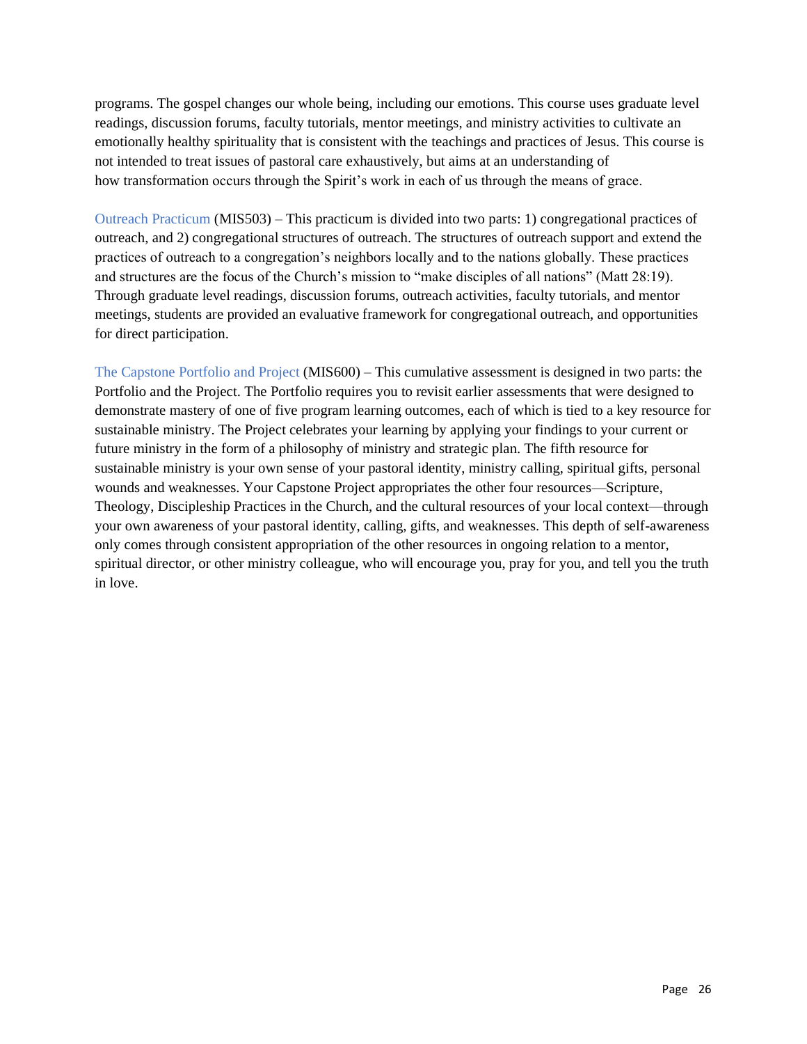programs. The gospel changes our whole being, including our emotions. This course uses graduate level readings, discussion forums, faculty tutorials, mentor meetings, and ministry activities to cultivate an emotionally healthy spirituality that is consistent with the teachings and practices of Jesus. This course is not intended to treat issues of pastoral care exhaustively, but aims at an understanding of how transformation occurs through the Spirit's work in each of us through the means of grace.

Outreach Practicum (MIS503) – This practicum is divided into two parts: 1) congregational practices of outreach, and 2) congregational structures of outreach. The structures of outreach support and extend the practices of outreach to a congregation's neighbors locally and to the nations globally. These practices and structures are the focus of the Church's mission to "make disciples of all nations" (Matt 28:19). Through graduate level readings, discussion forums, outreach activities, faculty tutorials, and mentor meetings, students are provided an evaluative framework for congregational outreach, and opportunities for direct participation.

The Capstone Portfolio and Project (MIS600) – This cumulative assessment is designed in two parts: the Portfolio and the Project. The Portfolio requires you to revisit earlier assessments that were designed to demonstrate mastery of one of five program learning outcomes, each of which is tied to a key resource for sustainable ministry. The Project celebrates your learning by applying your findings to your current or future ministry in the form of a philosophy of ministry and strategic plan. The fifth resource for sustainable ministry is your own sense of your pastoral identity, ministry calling, spiritual gifts, personal wounds and weaknesses. Your Capstone Project appropriates the other four resources—Scripture, Theology, Discipleship Practices in the Church, and the cultural resources of your local context—through your own awareness of your pastoral identity, calling, gifts, and weaknesses. This depth of self-awareness only comes through consistent appropriation of the other resources in ongoing relation to a mentor, spiritual director, or other ministry colleague, who will encourage you, pray for you, and tell you the truth in love.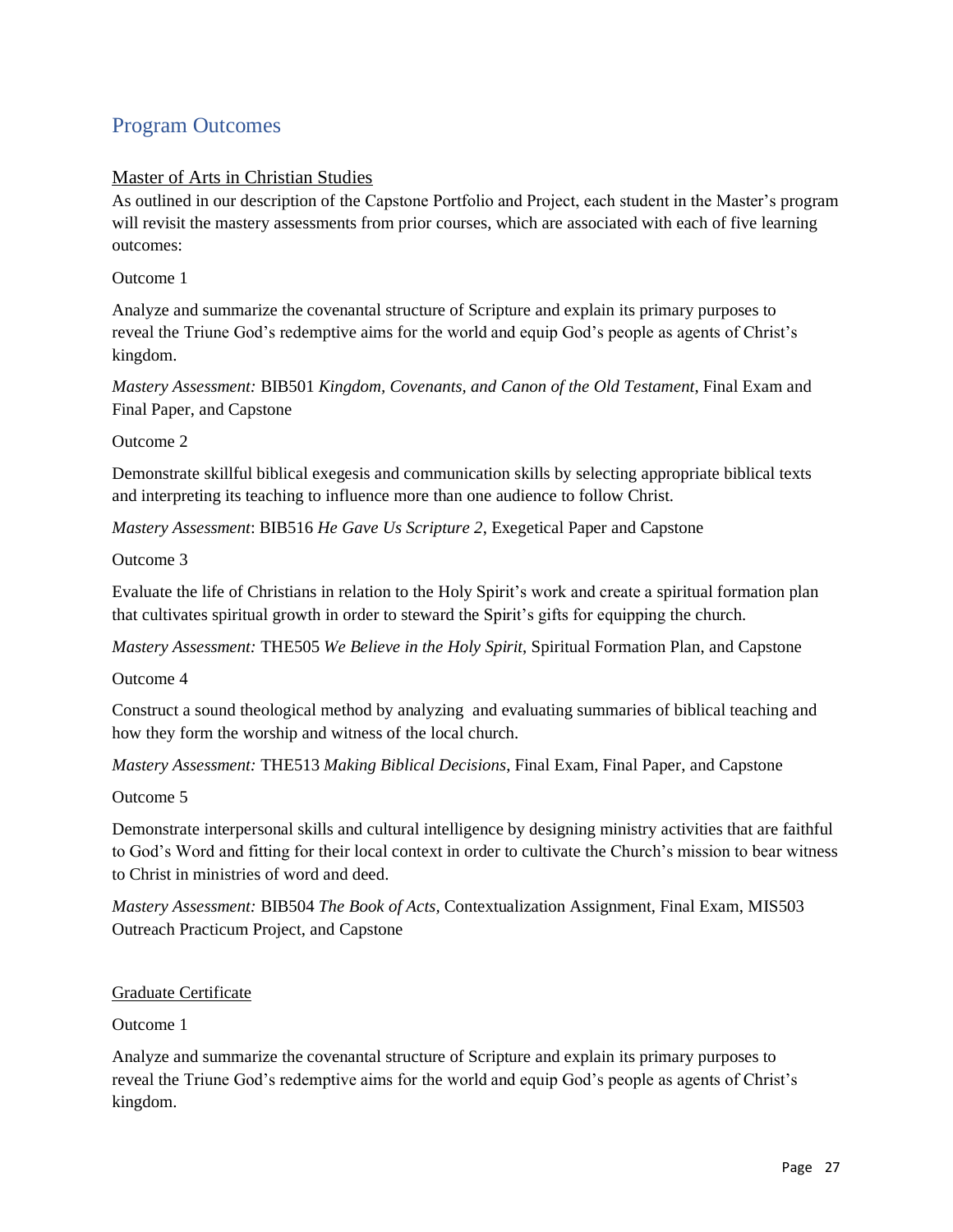## Program Outcomes

### Master of Arts in Christian Studies

As outlined in our description of the Capstone Portfolio and Project, each student in the Master's program will revisit the mastery assessments from prior courses, which are associated with each of five learning outcomes:

Outcome 1

Analyze and summarize the covenantal structure of Scripture and explain its primary purposes to reveal the Triune God's redemptive aims for the world and equip God's people as agents of Christ's kingdom.

*Mastery Assessment:* BIB501 *Kingdom, Covenants, and Canon of the Old Testament*, Final Exam and Final Paper, and Capstone

Outcome 2

Demonstrate skillful biblical exegesis and communication skills by selecting appropriate biblical texts and interpreting its teaching to influence more than one audience to follow Christ.

*Mastery Assessment*: BIB516 *He Gave Us Scripture 2*, Exegetical Paper and Capstone

Outcome 3

Evaluate the life of Christians in relation to the Holy Spirit's work and create a spiritual formation plan that cultivates spiritual growth in order to steward the Spirit's gifts for equipping the church.

*Mastery Assessment:* THE505 *We Believe in the Holy Spirit*, Spiritual Formation Plan, and Capstone

Outcome 4

Construct a sound theological method by analyzing and evaluating summaries of biblical teaching and how they form the worship and witness of the local church.

*Mastery Assessment:* THE513 *Making Biblical Decisions*, Final Exam, Final Paper, and Capstone

Outcome 5

Demonstrate interpersonal skills and cultural intelligence by designing ministry activities that are faithful to God's Word and fitting for their local context in order to cultivate the Church's mission to bear witness to Christ in ministries of word and deed.

*Mastery Assessment:* BIB504 *The Book of Acts*, Contextualization Assignment, Final Exam, MIS503 Outreach Practicum Project, and Capstone

### Graduate Certificate

Outcome 1

Analyze and summarize the covenantal structure of Scripture and explain its primary purposes to reveal the Triune God's redemptive aims for the world and equip God's people as agents of Christ's kingdom.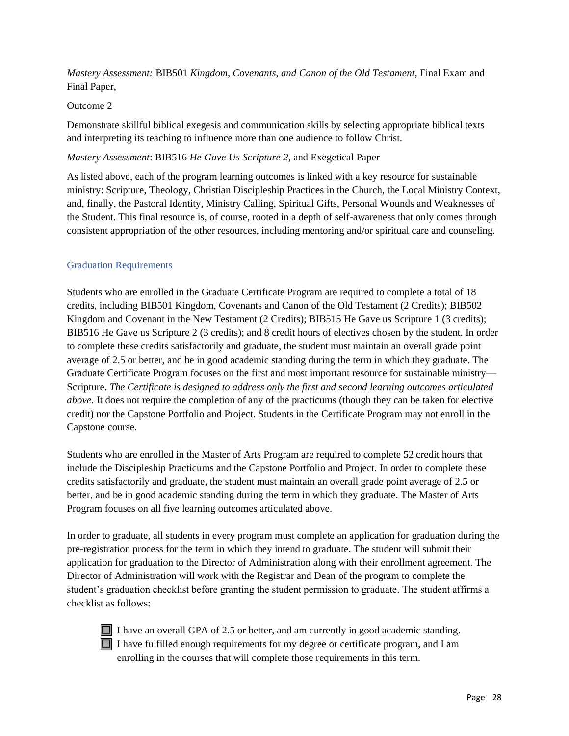*Mastery Assessment:* BIB501 *Kingdom, Covenants, and Canon of the Old Testament*, Final Exam and Final Paper,

Outcome 2

Demonstrate skillful biblical exegesis and communication skills by selecting appropriate biblical texts and interpreting its teaching to influence more than one audience to follow Christ.

*Mastery Assessment*: BIB516 *He Gave Us Scripture 2*, and Exegetical Paper

As listed above, each of the program learning outcomes is linked with a key resource for sustainable ministry: Scripture, Theology, Christian Discipleship Practices in the Church, the Local Ministry Context, and, finally, the Pastoral Identity, Ministry Calling, Spiritual Gifts, Personal Wounds and Weaknesses of the Student. This final resource is, of course, rooted in a depth of self-awareness that only comes through consistent appropriation of the other resources, including mentoring and/or spiritual care and counseling.

## Graduation Requirements

Students who are enrolled in the Graduate Certificate Program are required to complete a total of 18 credits, including BIB501 Kingdom, Covenants and Canon of the Old Testament (2 Credits); BIB502 Kingdom and Covenant in the New Testament (2 Credits); BIB515 He Gave us Scripture 1 (3 credits); BIB516 He Gave us Scripture 2 (3 credits); and 8 credit hours of electives chosen by the student. In order to complete these credits satisfactorily and graduate, the student must maintain an overall grade point average of 2.5 or better, and be in good academic standing during the term in which they graduate. The Graduate Certificate Program focuses on the first and most important resource for sustainable ministry—Scripture. *The Certificate is designed to address only the first and second learning outcomes articulated above.* It does not require the completion of any of the practicums (though they can be taken for elective credit) nor the Capstone Portfolio and Project. Students in the Certificate Program may not enroll in the Capstone course.

Students who are enrolled in the Master of Arts Program are required to complete 52 credit hours that include the Discipleship Practicums and the Capstone Portfolio and Project. In order to complete these credits satisfactorily and graduate, the student must maintain an overall grade point average of 2.5 or better, and be in good academic standing during the term in which they graduate. The Master of Arts Program focuses on all five learning outcomes articulated above.

In order to graduate, all students in every program must complete an application for graduation during the pre-registration process for the term in which they intend to graduate. The student will submit their application for graduation to the Director of Administration along with their enrollment agreement. The Director of Administration will work with the Registrar and Dean of the program to complete the student's graduation checklist before granting the student permission to graduate. The student affirms a checklist as follows:

- ☐ I have an overall GPA of 2.5 or better, and am currently in good academic standing.
- ☐ I have fulfilled enough requirements for my degree or certificate program, and I am enrolling in the courses that will complete those requirements in this term.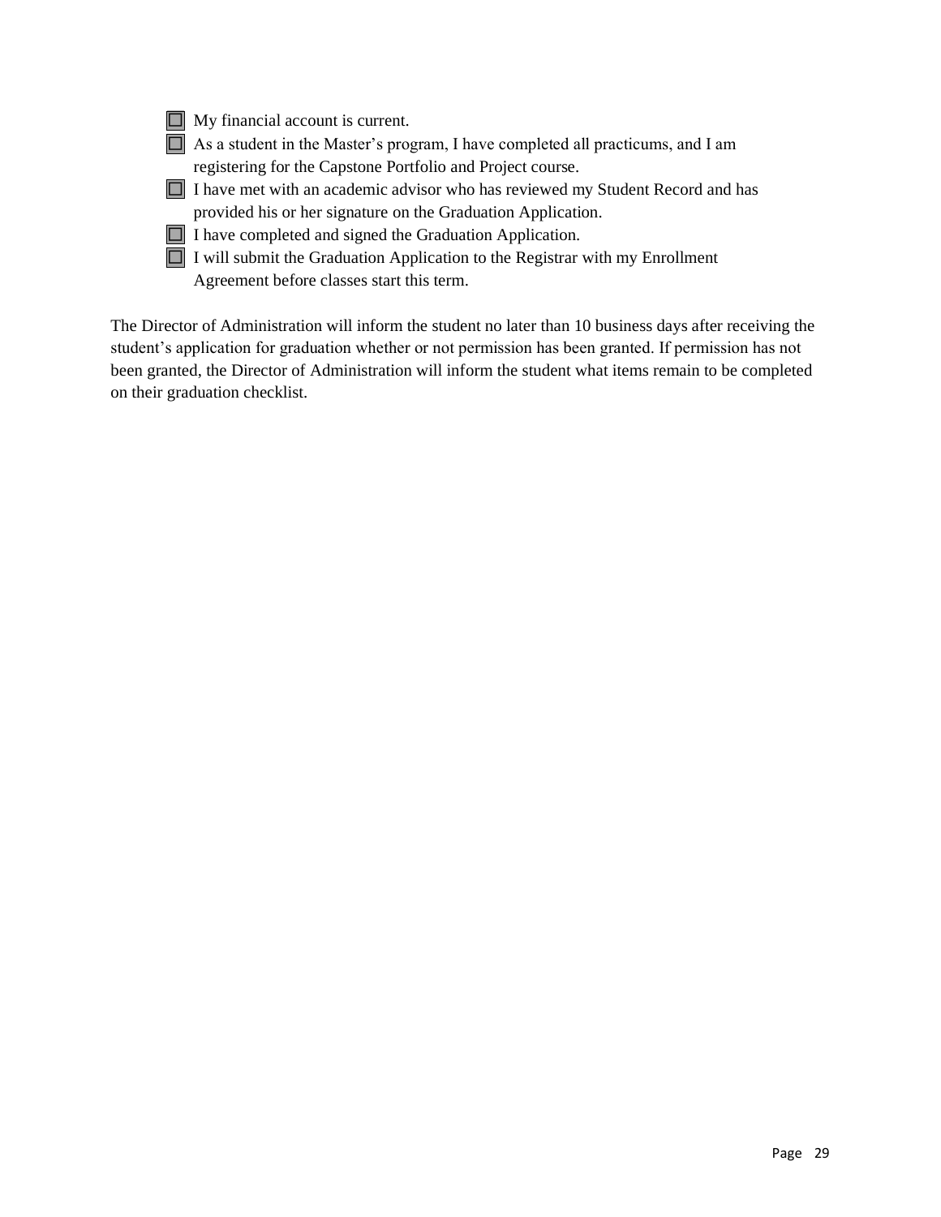- [ ] My financial account is current.
- [ ] As a student in the Master’s program, I have completed all practicums, and I am registering for the Capstone Portfolio and Project course.
- [ ] I have met with an academic advisor who has reviewed my Student Record and has provided his or her signature on the Graduation Application.
- [ ] I have completed and signed the Graduation Application.
- [ ] I will submit the Graduation Application to the Registrar with my Enrollment Agreement before classes start this term.

The Director of Administration will inform the student no later than 10 business days after receiving the student’s application for graduation whether or not permission has been granted. If permission has not been granted, the Director of Administration will inform the student what items remain to be completed on their graduation checklist.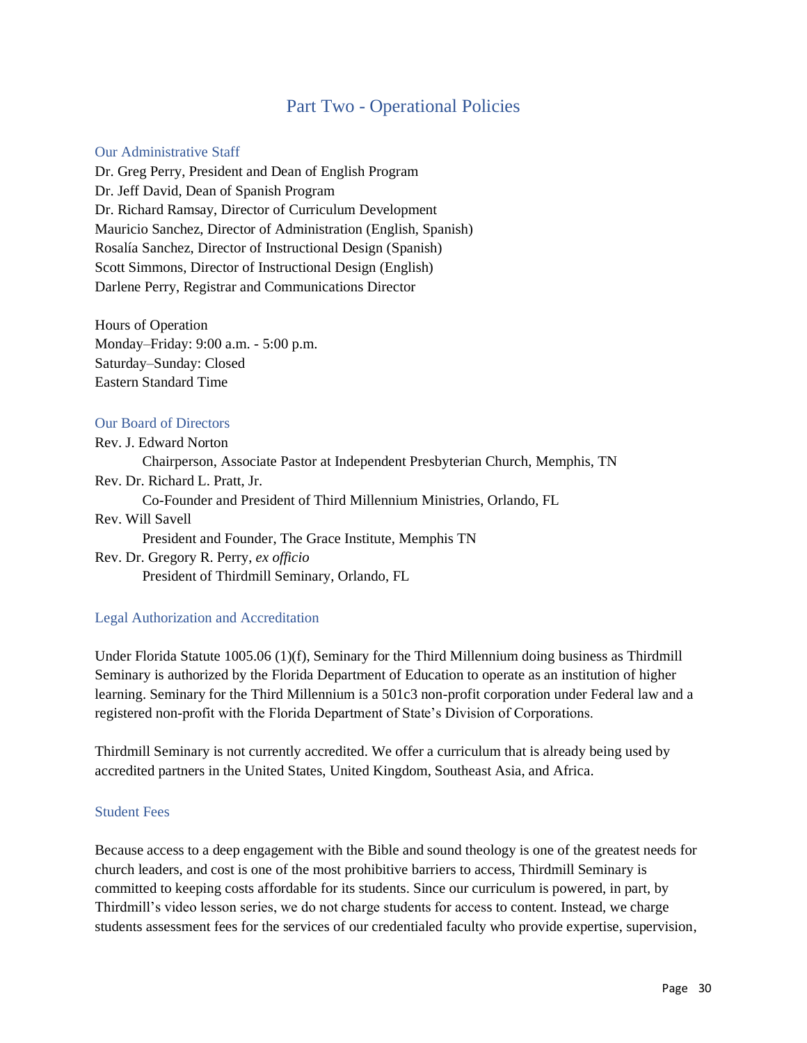# Part Two - Operational Policies

## Our Administrative Staff

Dr. Greg Perry, President and Dean of English Program
Dr. Jeff David, Dean of Spanish Program
Dr. Richard Ramsay, Director of Curriculum Development
Mauricio Sanchez, Director of Administration (English, Spanish)
Rosalía Sanchez, Director of Instructional Design (Spanish)
Scott Simmons, Director of Instructional Design (English)
Darlene Perry, Registrar and Communications Director

Hours of Operation
Monday–Friday: 9:00 a.m. - 5:00 p.m.
Saturday–Sunday: Closed
Eastern Standard Time

## Our Board of Directors

Rev. J. Edward Norton
  Chairperson, Associate Pastor at Independent Presbyterian Church, Memphis, TN
Rev. Dr. Richard L. Pratt, Jr.
  Co-Founder and President of Third Millennium Ministries, Orlando, FL
Rev. Will Savell
  President and Founder, The Grace Institute, Memphis TN
Rev. Dr. Gregory R. Perry, *ex officio*
  President of Thirdmill Seminary, Orlando, FL

## Legal Authorization and Accreditation

Under Florida Statute 1005.06 (1)(f), Seminary for the Third Millennium doing business as Thirdmill Seminary is authorized by the Florida Department of Education to operate as an institution of higher learning. Seminary for the Third Millennium is a 501c3 non-profit corporation under Federal law and a registered non-profit with the Florida Department of State's Division of Corporations.

Thirdmill Seminary is not currently accredited. We offer a curriculum that is already being used by accredited partners in the United States, United Kingdom, Southeast Asia, and Africa.

## Student Fees

Because access to a deep engagement with the Bible and sound theology is one of the greatest needs for church leaders, and cost is one of the most prohibitive barriers to access, Thirdmill Seminary is committed to keeping costs affordable for its students. Since our curriculum is powered, in part, by Thirdmill's video lesson series, we do not charge students for access to content. Instead, we charge students assessment fees for the services of our credentialed faculty who provide expertise, supervision,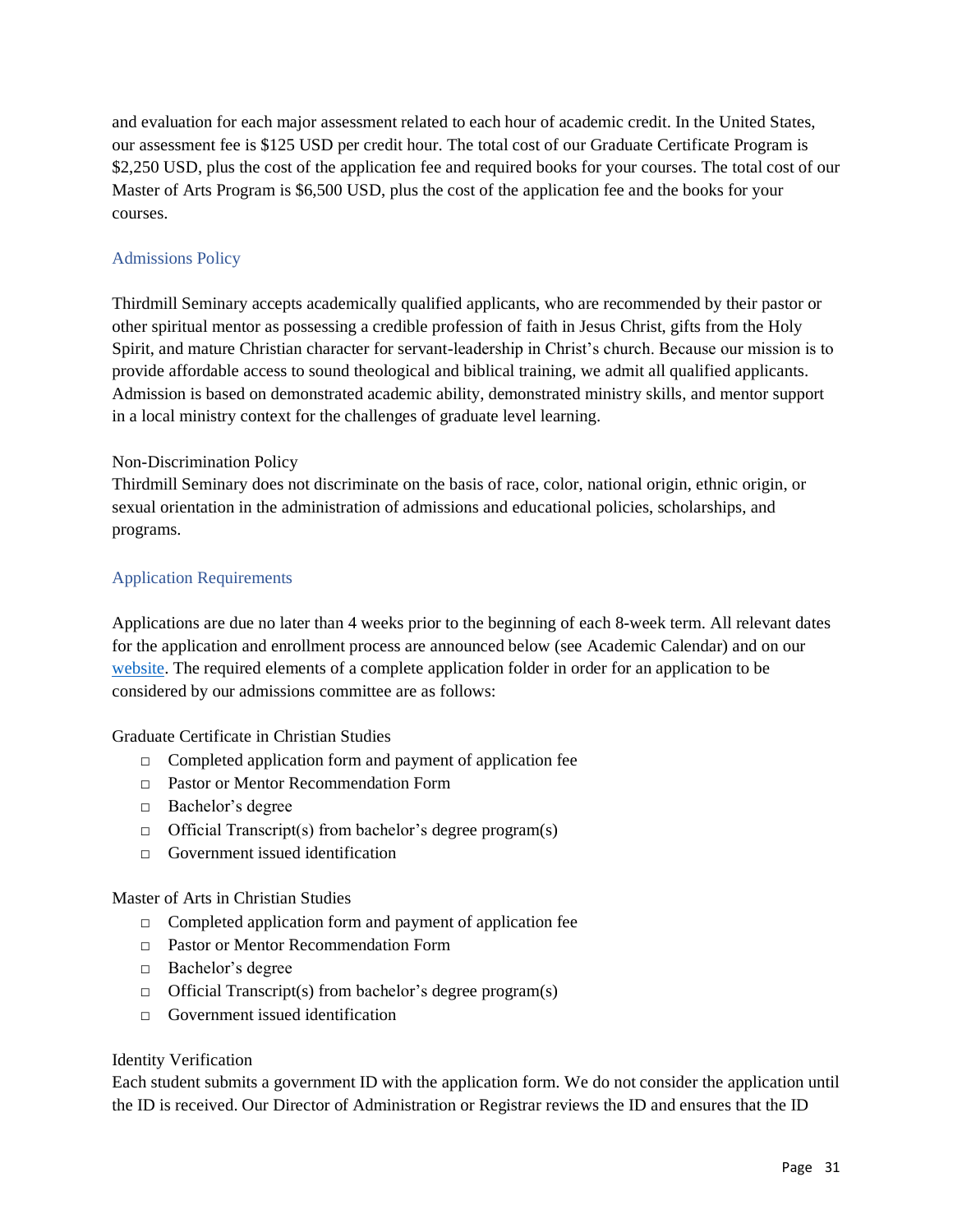and evaluation for each major assessment related to each hour of academic credit. In the United States, our assessment fee is $125 USD per credit hour. The total cost of our Graduate Certificate Program is $2,250 USD, plus the cost of the application fee and required books for your courses. The total cost of our Master of Arts Program is $6,500 USD, plus the cost of the application fee and the books for your courses.

## Admissions Policy

Thirdmill Seminary accepts academically qualified applicants, who are recommended by their pastor or other spiritual mentor as possessing a credible profession of faith in Jesus Christ, gifts from the Holy Spirit, and mature Christian character for servant-leadership in Christ's church. Because our mission is to provide affordable access to sound theological and biblical training, we admit all qualified applicants. Admission is based on demonstrated academic ability, demonstrated ministry skills, and mentor support in a local ministry context for the challenges of graduate level learning.

### Non-Discrimination Policy

Thirdmill Seminary does not discriminate on the basis of race, color, national origin, ethnic origin, or sexual orientation in the administration of admissions and educational policies, scholarships, and programs.

## Application Requirements

Applications are due no later than 4 weeks prior to the beginning of each 8-week term. All relevant dates for the application and enrollment process are announced below (see Academic Calendar) and on our website. The required elements of a complete application folder in order for an application to be considered by our admissions committee are as follows:

### Graduate Certificate in Christian Studies

- ☐ Completed application form and payment of application fee
- ☐ Pastor or Mentor Recommendation Form
- ☐ Bachelor's degree
- ☐ Official Transcript(s) from bachelor's degree program(s)
- ☐ Government issued identification

### Master of Arts in Christian Studies

- ☐ Completed application form and payment of application fee
- ☐ Pastor or Mentor Recommendation Form
- ☐ Bachelor's degree
- ☐ Official Transcript(s) from bachelor's degree program(s)
- ☐ Government issued identification

### Identity Verification

Each student submits a government ID with the application form. We do not consider the application until the ID is received. Our Director of Administration or Registrar reviews the ID and ensures that the ID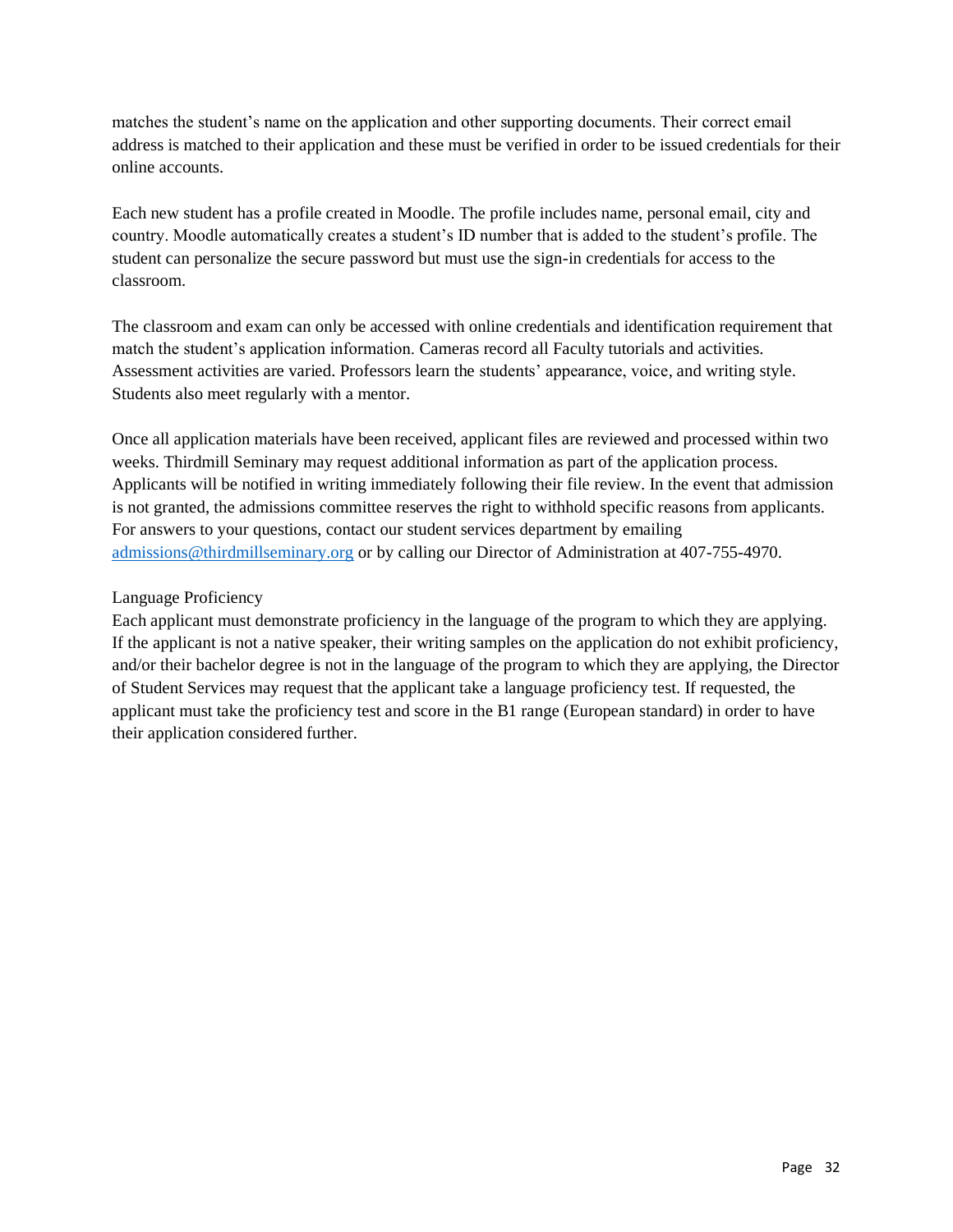matches the student's name on the application and other supporting documents. Their correct email address is matched to their application and these must be verified in order to be issued credentials for their online accounts.

Each new student has a profile created in Moodle. The profile includes name, personal email, city and country. Moodle automatically creates a student's ID number that is added to the student's profile. The student can personalize the secure password but must use the sign-in credentials for access to the classroom.

The classroom and exam can only be accessed with online credentials and identification requirement that match the student's application information. Cameras record all Faculty tutorials and activities. Assessment activities are varied. Professors learn the students' appearance, voice, and writing style. Students also meet regularly with a mentor.

Once all application materials have been received, applicant files are reviewed and processed within two weeks. Thirdmill Seminary may request additional information as part of the application process. Applicants will be notified in writing immediately following their file review. In the event that admission is not granted, the admissions committee reserves the right to withhold specific reasons from applicants. For answers to your questions, contact our student services department by emailing admissions@thirdmillseminary.org or by calling our Director of Administration at 407-755-4970.

### Language Proficiency

Each applicant must demonstrate proficiency in the language of the program to which they are applying. If the applicant is not a native speaker, their writing samples on the application do not exhibit proficiency, and/or their bachelor degree is not in the language of the program to which they are applying, the Director of Student Services may request that the applicant take a language proficiency test. If requested, the applicant must take the proficiency test and score in the B1 range (European standard) in order to have their application considered further.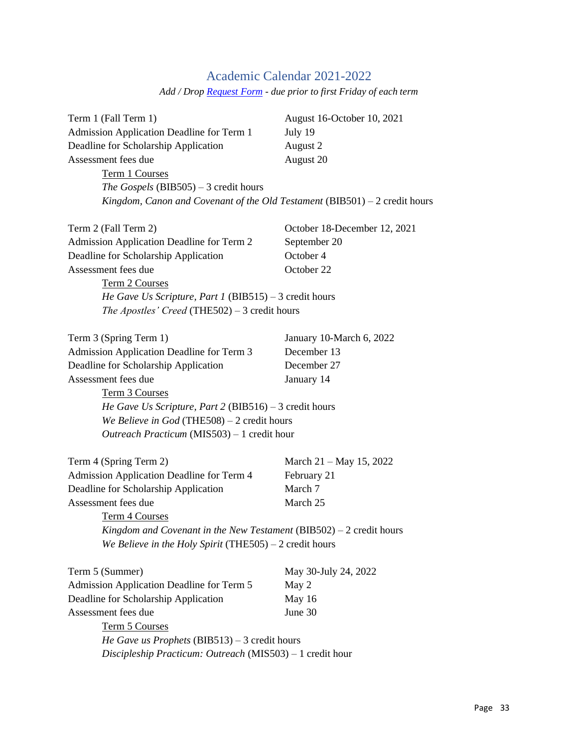## Academic Calendar 2021-2022

*Add / Drop Request Form - due prior to first Friday of each term*

| | |
|---|---|
| Term 1 (Fall Term 1) | August 16-October 10, 2021 |
| Admission Application Deadline for Term 1 | July 19 |
| Deadline for Scholarship Application | August 2 |
| Assessment fees due | August 20 |

Term 1 Courses

- *The Gospels* (BIB505) – 3 credit hours
- *Kingdom, Canon and Covenant of the Old Testament* (BIB501) – 2 credit hours

| | |
|---|---|
| Term 2 (Fall Term 2) | October 18-December 12, 2021 |
| Admission Application Deadline for Term 2 | September 20 |
| Deadline for Scholarship Application | October 4 |
| Assessment fees due | October 22 |

Term 2 Courses

- *He Gave Us Scripture, Part 1* (BIB515) – 3 credit hours
- *The Apostles' Creed* (THE502) – 3 credit hours

| | |
|---|---|
| Term 3 (Spring Term 1) | January 10-March 6, 2022 |
| Admission Application Deadline for Term 3 | December 13 |
| Deadline for Scholarship Application | December 27 |
| Assessment fees due | January 14 |

Term 3 Courses

- *He Gave Us Scripture, Part 2* (BIB516) – 3 credit hours
- *We Believe in God* (THE508) – 2 credit hours
- *Outreach Practicum* (MIS503) – 1 credit hour

| | |
|---|---|
| Term 4 (Spring Term 2) | March 21 – May 15, 2022 |
| Admission Application Deadline for Term 4 | February 21 |
| Deadline for Scholarship Application | March 7 |
| Assessment fees due | March 25 |

Term 4 Courses

- *Kingdom and Covenant in the New Testament* (BIB502) – 2 credit hours
- *We Believe in the Holy Spirit* (THE505) – 2 credit hours

| | |
|---|---|
| Term 5 (Summer) | May 30-July 24, 2022 |
| Admission Application Deadline for Term 5 | May 2 |
| Deadline for Scholarship Application | May 16 |
| Assessment fees due | June 30 |

Term 5 Courses

- *He Gave us Prophets* (BIB513) – 3 credit hours
- *Discipleship Practicum: Outreach* (MIS503) – 1 credit hour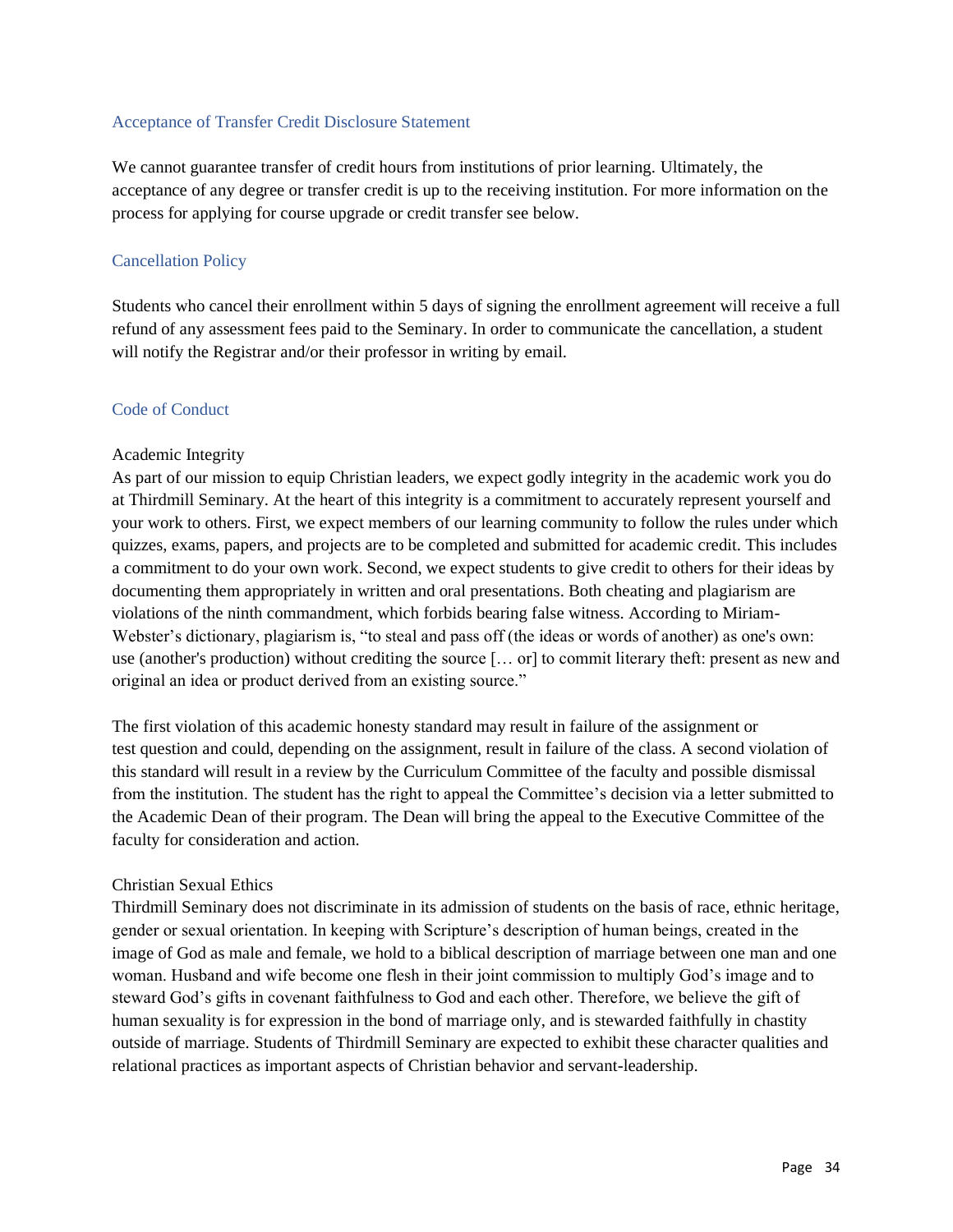## Acceptance of Transfer Credit Disclosure Statement

We cannot guarantee transfer of credit hours from institutions of prior learning. Ultimately, the acceptance of any degree or transfer credit is up to the receiving institution. For more information on the process for applying for course upgrade or credit transfer see below.

## Cancellation Policy

Students who cancel their enrollment within 5 days of signing the enrollment agreement will receive a full refund of any assessment fees paid to the Seminary. In order to communicate the cancellation, a student will notify the Registrar and/or their professor in writing by email.

## Code of Conduct

### Academic Integrity

As part of our mission to equip Christian leaders, we expect godly integrity in the academic work you do at Thirdmill Seminary. At the heart of this integrity is a commitment to accurately represent yourself and your work to others. First, we expect members of our learning community to follow the rules under which quizzes, exams, papers, and projects are to be completed and submitted for academic credit. This includes a commitment to do your own work. Second, we expect students to give credit to others for their ideas by documenting them appropriately in written and oral presentations. Both cheating and plagiarism are violations of the ninth commandment, which forbids bearing false witness. According to Miriam-Webster's dictionary, plagiarism is, "to steal and pass off (the ideas or words of another) as one's own: use (another's production) without crediting the source [… or] to commit literary theft: present as new and original an idea or product derived from an existing source."

The first violation of this academic honesty standard may result in failure of the assignment or test question and could, depending on the assignment, result in failure of the class. A second violation of this standard will result in a review by the Curriculum Committee of the faculty and possible dismissal from the institution. The student has the right to appeal the Committee's decision via a letter submitted to the Academic Dean of their program. The Dean will bring the appeal to the Executive Committee of the faculty for consideration and action.

### Christian Sexual Ethics

Thirdmill Seminary does not discriminate in its admission of students on the basis of race, ethnic heritage, gender or sexual orientation. In keeping with Scripture's description of human beings, created in the image of God as male and female, we hold to a biblical description of marriage between one man and one woman. Husband and wife become one flesh in their joint commission to multiply God's image and to steward God's gifts in covenant faithfulness to God and each other. Therefore, we believe the gift of human sexuality is for expression in the bond of marriage only, and is stewarded faithfully in chastity outside of marriage. Students of Thirdmill Seminary are expected to exhibit these character qualities and relational practices as important aspects of Christian behavior and servant-leadership.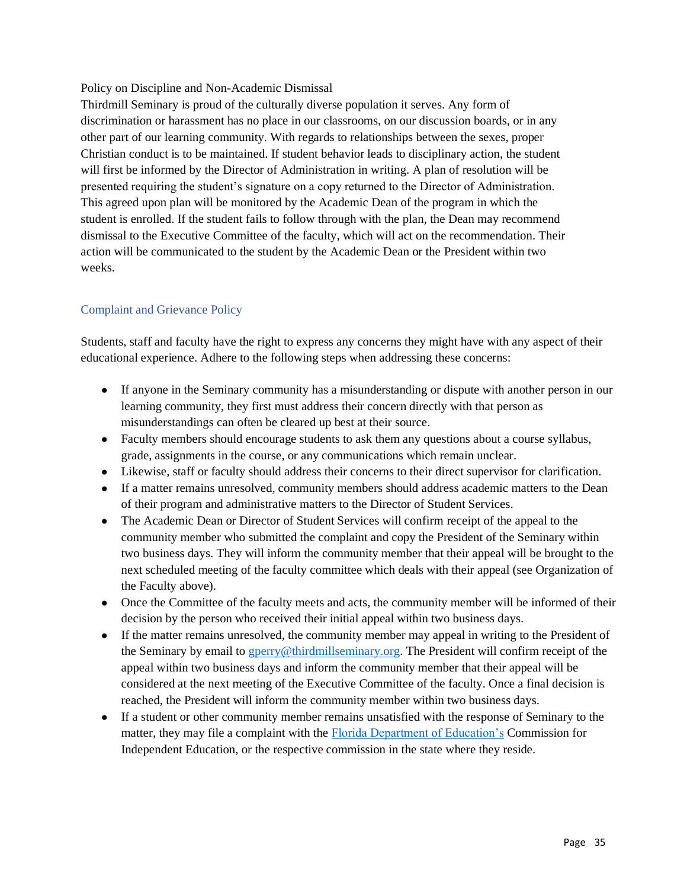Policy on Discipline and Non-Academic Dismissal

Thirdmill Seminary is proud of the culturally diverse population it serves. Any form of discrimination or harassment has no place in our classrooms, on our discussion boards, or in any other part of our learning community. With regards to relationships between the sexes, proper Christian conduct is to be maintained. If student behavior leads to disciplinary action, the student will first be informed by the Director of Administration in writing. A plan of resolution will be presented requiring the student's signature on a copy returned to the Director of Administration. This agreed upon plan will be monitored by the Academic Dean of the program in which the student is enrolled. If the student fails to follow through with the plan, the Dean may recommend dismissal to the Executive Committee of the faculty, which will act on the recommendation. Their action will be communicated to the student by the Academic Dean or the President within two weeks.

## Complaint and Grievance Policy

Students, staff and faculty have the right to express any concerns they might have with any aspect of their educational experience. Adhere to the following steps when addressing these concerns:

- If anyone in the Seminary community has a misunderstanding or dispute with another person in our learning community, they first must address their concern directly with that person as misunderstandings can often be cleared up best at their source.
- Faculty members should encourage students to ask them any questions about a course syllabus, grade, assignments in the course, or any communications which remain unclear.
- Likewise, staff or faculty should address their concerns to their direct supervisor for clarification.
- If a matter remains unresolved, community members should address academic matters to the Dean of their program and administrative matters to the Director of Student Services.
- The Academic Dean or Director of Student Services will confirm receipt of the appeal to the community member who submitted the complaint and copy the President of the Seminary within two business days. They will inform the community member that their appeal will be brought to the next scheduled meeting of the faculty committee which deals with their appeal (see Organization of the Faculty above).
- Once the Committee of the faculty meets and acts, the community member will be informed of their decision by the person who received their initial appeal within two business days.
- If the matter remains unresolved, the community member may appeal in writing to the President of the Seminary by email to gperry@thirdmillseminary.org. The President will confirm receipt of the appeal within two business days and inform the community member that their appeal will be considered at the next meeting of the Executive Committee of the faculty. Once a final decision is reached, the President will inform the community member within two business days.
- If a student or other community member remains unsatisfied with the response of Seminary to the matter, they may file a complaint with the Florida Department of Education's Commission for Independent Education, or the respective commission in the state where they reside.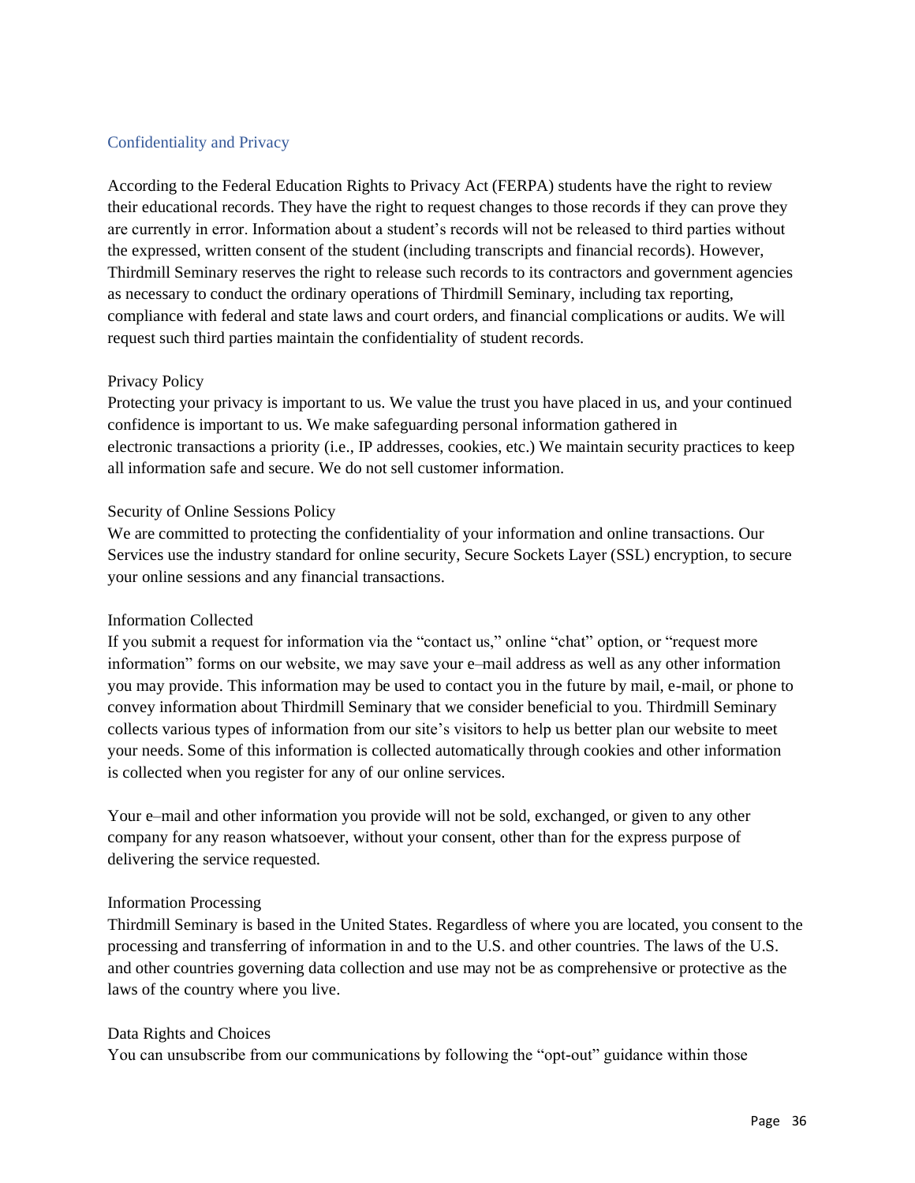## Confidentiality and Privacy

According to the Federal Education Rights to Privacy Act (FERPA) students have the right to review their educational records. They have the right to request changes to those records if they can prove they are currently in error. Information about a student's records will not be released to third parties without the expressed, written consent of the student (including transcripts and financial records). However, Thirdmill Seminary reserves the right to release such records to its contractors and government agencies as necessary to conduct the ordinary operations of Thirdmill Seminary, including tax reporting, compliance with federal and state laws and court orders, and financial complications or audits. We will request such third parties maintain the confidentiality of student records.

### Privacy Policy

Protecting your privacy is important to us. We value the trust you have placed in us, and your continued confidence is important to us. We make safeguarding personal information gathered in electronic transactions a priority (i.e., IP addresses, cookies, etc.) We maintain security practices to keep all information safe and secure. We do not sell customer information.

### Security of Online Sessions Policy

We are committed to protecting the confidentiality of your information and online transactions. Our Services use the industry standard for online security, Secure Sockets Layer (SSL) encryption, to secure your online sessions and any financial transactions.

### Information Collected

If you submit a request for information via the "contact us," online "chat" option, or "request more information" forms on our website, we may save your e–mail address as well as any other information you may provide. This information may be used to contact you in the future by mail, e-mail, or phone to convey information about Thirdmill Seminary that we consider beneficial to you. Thirdmill Seminary collects various types of information from our site's visitors to help us better plan our website to meet your needs. Some of this information is collected automatically through cookies and other information is collected when you register for any of our online services.

Your e–mail and other information you provide will not be sold, exchanged, or given to any other company for any reason whatsoever, without your consent, other than for the express purpose of delivering the service requested.

### Information Processing

Thirdmill Seminary is based in the United States. Regardless of where you are located, you consent to the processing and transferring of information in and to the U.S. and other countries. The laws of the U.S. and other countries governing data collection and use may not be as comprehensive or protective as the laws of the country where you live.

### Data Rights and Choices

You can unsubscribe from our communications by following the "opt-out" guidance within those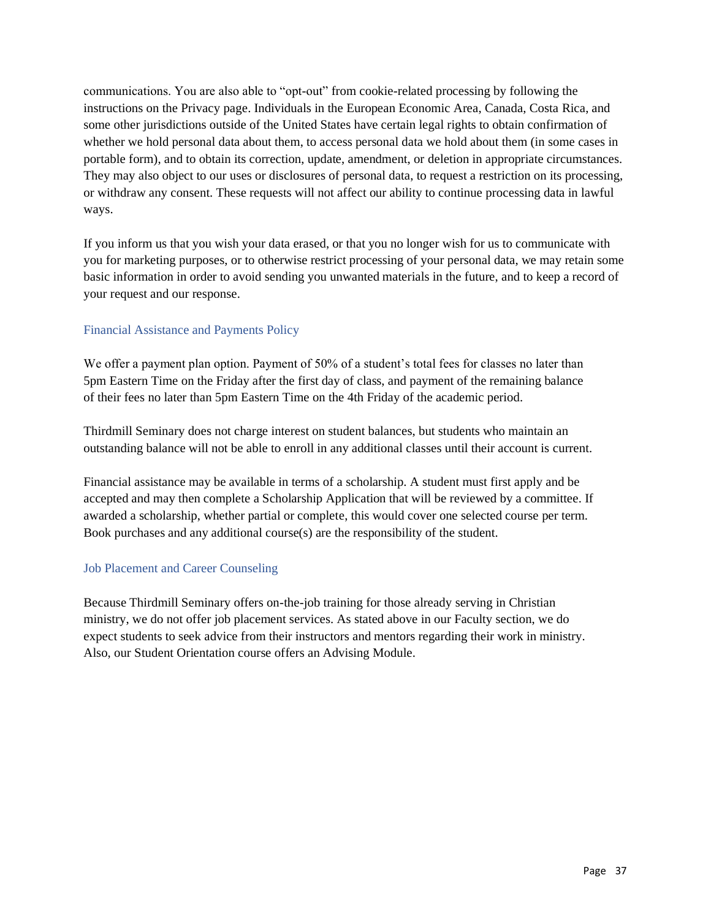communications. You are also able to "opt-out" from cookie-related processing by following the instructions on the Privacy page. Individuals in the European Economic Area, Canada, Costa Rica, and some other jurisdictions outside of the United States have certain legal rights to obtain confirmation of whether we hold personal data about them, to access personal data we hold about them (in some cases in portable form), and to obtain its correction, update, amendment, or deletion in appropriate circumstances. They may also object to our uses or disclosures of personal data, to request a restriction on its processing, or withdraw any consent. These requests will not affect our ability to continue processing data in lawful ways.

If you inform us that you wish your data erased, or that you no longer wish for us to communicate with you for marketing purposes, or to otherwise restrict processing of your personal data, we may retain some basic information in order to avoid sending you unwanted materials in the future, and to keep a record of your request and our response.

### Financial Assistance and Payments Policy

We offer a payment plan option. Payment of 50% of a student's total fees for classes no later than 5pm Eastern Time on the Friday after the first day of class, and payment of the remaining balance of their fees no later than 5pm Eastern Time on the 4th Friday of the academic period.

Thirdmill Seminary does not charge interest on student balances, but students who maintain an outstanding balance will not be able to enroll in any additional classes until their account is current.

Financial assistance may be available in terms of a scholarship. A student must first apply and be accepted and may then complete a Scholarship Application that will be reviewed by a committee. If awarded a scholarship, whether partial or complete, this would cover one selected course per term. Book purchases and any additional course(s) are the responsibility of the student.

### Job Placement and Career Counseling

Because Thirdmill Seminary offers on-the-job training for those already serving in Christian ministry, we do not offer job placement services. As stated above in our Faculty section, we do expect students to seek advice from their instructors and mentors regarding their work in ministry. Also, our Student Orientation course offers an Advising Module.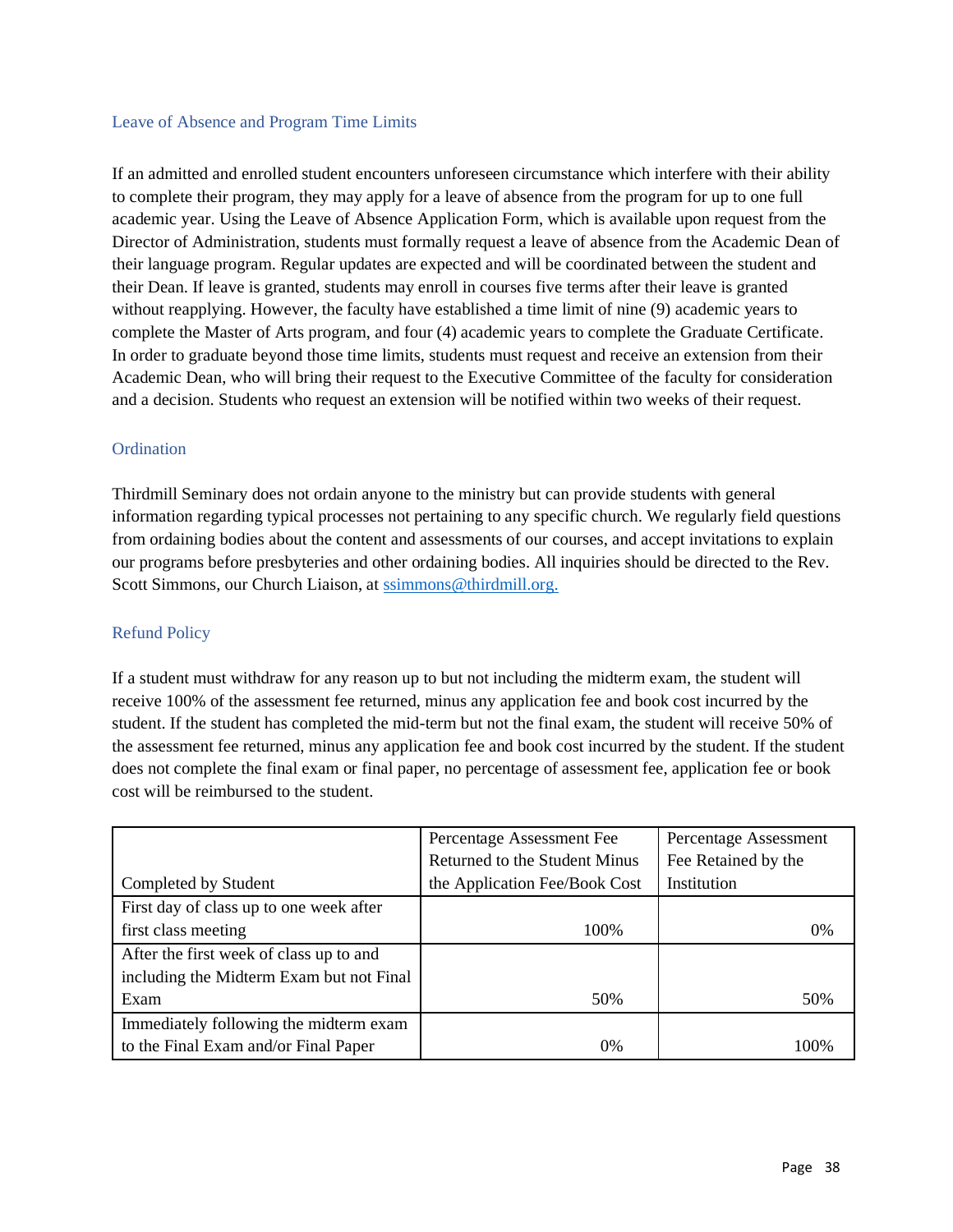## Leave of Absence and Program Time Limits

If an admitted and enrolled student encounters unforeseen circumstance which interfere with their ability to complete their program, they may apply for a leave of absence from the program for up to one full academic year. Using the Leave of Absence Application Form, which is available upon request from the Director of Administration, students must formally request a leave of absence from the Academic Dean of their language program. Regular updates are expected and will be coordinated between the student and their Dean. If leave is granted, students may enroll in courses five terms after their leave is granted without reapplying. However, the faculty have established a time limit of nine (9) academic years to complete the Master of Arts program, and four (4) academic years to complete the Graduate Certificate. In order to graduate beyond those time limits, students must request and receive an extension from their Academic Dean, who will bring their request to the Executive Committee of the faculty for consideration and a decision. Students who request an extension will be notified within two weeks of their request.

## Ordination

Thirdmill Seminary does not ordain anyone to the ministry but can provide students with general information regarding typical processes not pertaining to any specific church. We regularly field questions from ordaining bodies about the content and assessments of our courses, and accept invitations to explain our programs before presbyteries and other ordaining bodies. All inquiries should be directed to the Rev. Scott Simmons, our Church Liaison, at ssimmons@thirdmill.org.

## Refund Policy

If a student must withdraw for any reason up to but not including the midterm exam, the student will receive 100% of the assessment fee returned, minus any application fee and book cost incurred by the student. If the student has completed the mid-term but not the final exam, the student will receive 50% of the assessment fee returned, minus any application fee and book cost incurred by the student. If the student does not complete the final exam or final paper, no percentage of assessment fee, application fee or book cost will be reimbursed to the student.

| Completed by Student | Percentage Assessment Fee Returned to the Student Minus the Application Fee/Book Cost | Percentage Assessment Fee Retained by the Institution |
|---|---|---|
| First day of class up to one week after first class meeting | 100% | 0% |
| After the first week of class up to and including the Midterm Exam but not Final Exam | 50% | 50% |
| Immediately following the midterm exam to the Final Exam and/or Final Paper | 0% | 100% |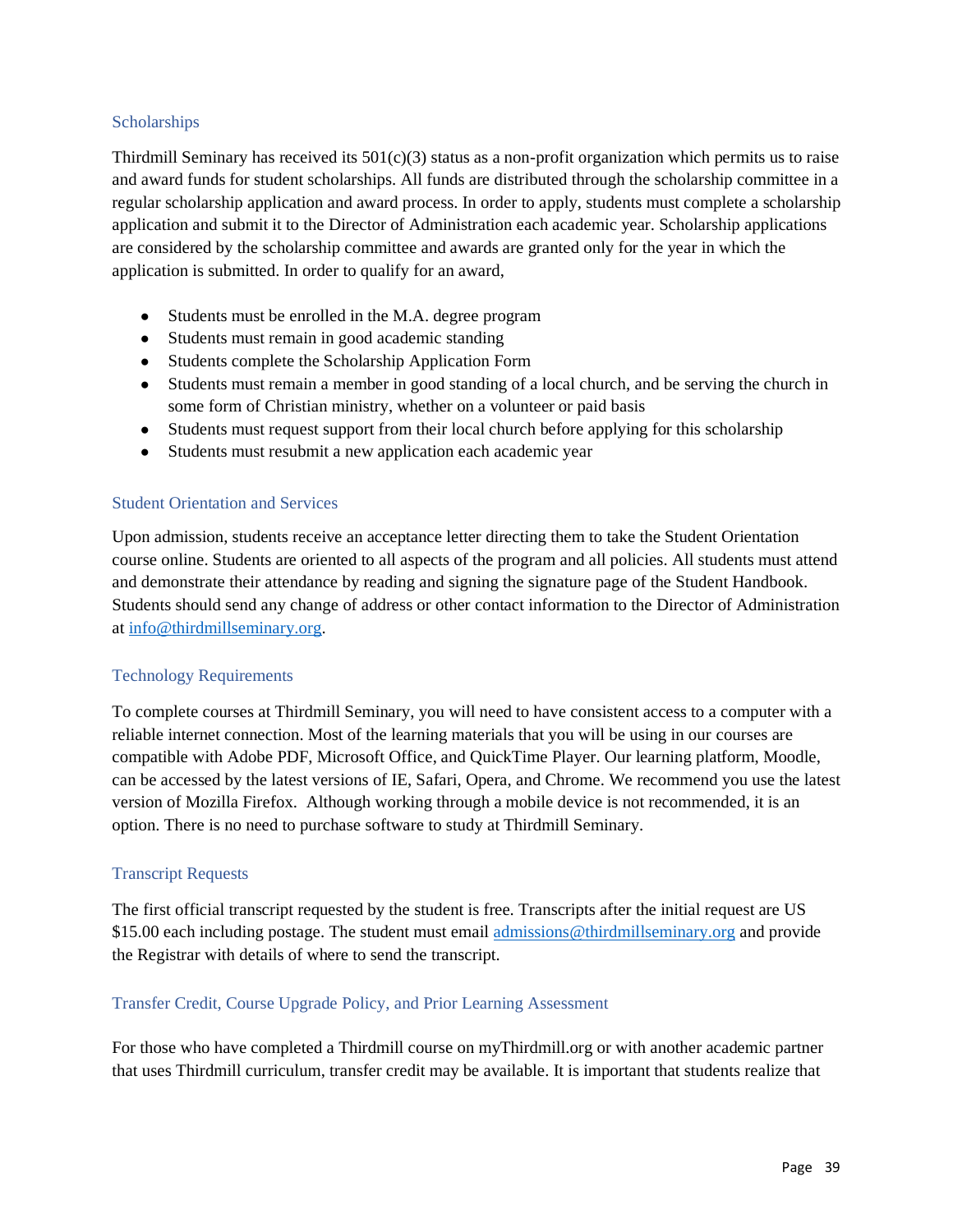### Scholarships

Thirdmill Seminary has received its 501(c)(3) status as a non-profit organization which permits us to raise and award funds for student scholarships. All funds are distributed through the scholarship committee in a regular scholarship application and award process. In order to apply, students must complete a scholarship application and submit it to the Director of Administration each academic year. Scholarship applications are considered by the scholarship committee and awards are granted only for the year in which the application is submitted. In order to qualify for an award,

- Students must be enrolled in the M.A. degree program
- Students must remain in good academic standing
- Students complete the Scholarship Application Form
- Students must remain a member in good standing of a local church, and be serving the church in some form of Christian ministry, whether on a volunteer or paid basis
- Students must request support from their local church before applying for this scholarship
- Students must resubmit a new application each academic year

### Student Orientation and Services

Upon admission, students receive an acceptance letter directing them to take the Student Orientation course online. Students are oriented to all aspects of the program and all policies. All students must attend and demonstrate their attendance by reading and signing the signature page of the Student Handbook. Students should send any change of address or other contact information to the Director of Administration at info@thirdmillseminary.org.

### Technology Requirements

To complete courses at Thirdmill Seminary, you will need to have consistent access to a computer with a reliable internet connection. Most of the learning materials that you will be using in our courses are compatible with Adobe PDF, Microsoft Office, and QuickTime Player. Our learning platform, Moodle, can be accessed by the latest versions of IE, Safari, Opera, and Chrome. We recommend you use the latest version of Mozilla Firefox. Although working through a mobile device is not recommended, it is an option. There is no need to purchase software to study at Thirdmill Seminary.

### Transcript Requests

The first official transcript requested by the student is free. Transcripts after the initial request are US $15.00 each including postage. The student must email admissions@thirdmillseminary.org and provide the Registrar with details of where to send the transcript.

### Transfer Credit, Course Upgrade Policy, and Prior Learning Assessment

For those who have completed a Thirdmill course on myThirdmill.org or with another academic partner that uses Thirdmill curriculum, transfer credit may be available. It is important that students realize that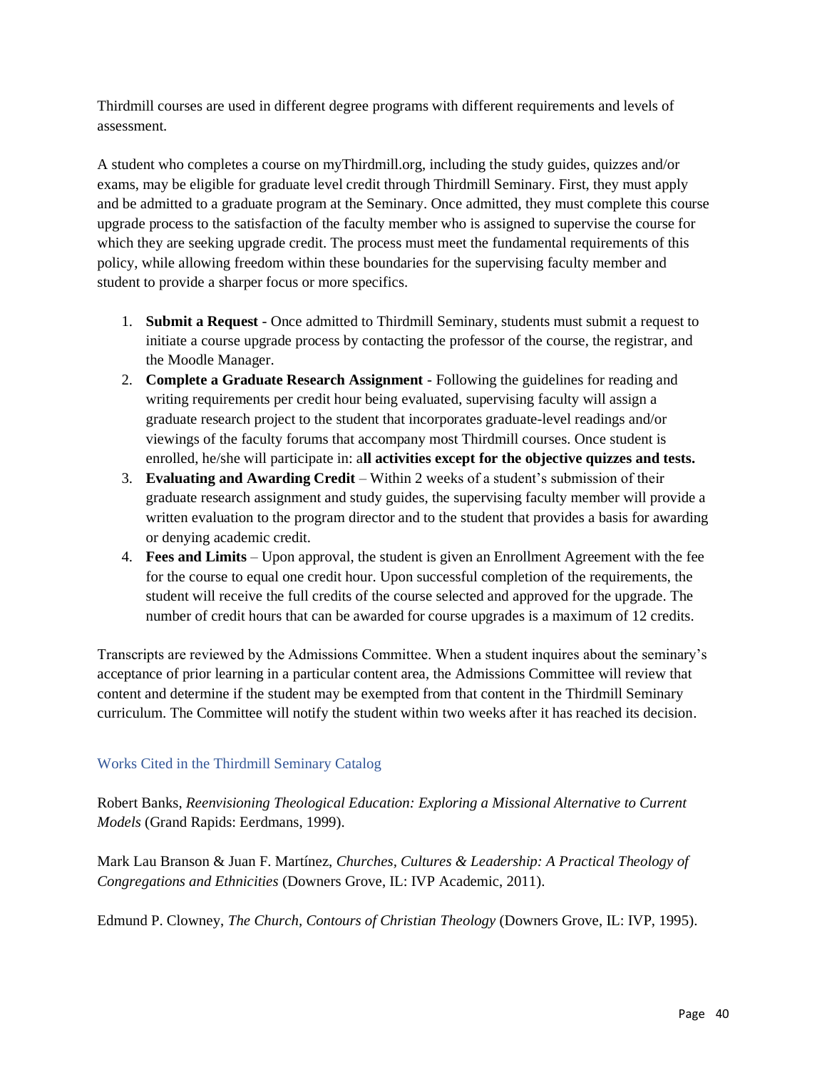Thirdmill courses are used in different degree programs with different requirements and levels of assessment.

A student who completes a course on myThirdmill.org, including the study guides, quizzes and/or exams, may be eligible for graduate level credit through Thirdmill Seminary. First, they must apply and be admitted to a graduate program at the Seminary. Once admitted, they must complete this course upgrade process to the satisfaction of the faculty member who is assigned to supervise the course for which they are seeking upgrade credit. The process must meet the fundamental requirements of this policy, while allowing freedom within these boundaries for the supervising faculty member and student to provide a sharper focus or more specifics.

1. **Submit a Request** - Once admitted to Thirdmill Seminary, students must submit a request to initiate a course upgrade process by contacting the professor of the course, the registrar, and the Moodle Manager.
2. **Complete a Graduate Research Assignment** - Following the guidelines for reading and writing requirements per credit hour being evaluated, supervising faculty will assign a graduate research project to the student that incorporates graduate-level readings and/or viewings of the faculty forums that accompany most Thirdmill courses. Once student is enrolled, he/she will participate in: a**ll activities except for the objective quizzes and tests.**
3. **Evaluating and Awarding Credit** – Within 2 weeks of a student's submission of their graduate research assignment and study guides, the supervising faculty member will provide a written evaluation to the program director and to the student that provides a basis for awarding or denying academic credit.
4. **Fees and Limits** – Upon approval, the student is given an Enrollment Agreement with the fee for the course to equal one credit hour. Upon successful completion of the requirements, the student will receive the full credits of the course selected and approved for the upgrade. The number of credit hours that can be awarded for course upgrades is a maximum of 12 credits.

Transcripts are reviewed by the Admissions Committee. When a student inquires about the seminary's acceptance of prior learning in a particular content area, the Admissions Committee will review that content and determine if the student may be exempted from that content in the Thirdmill Seminary curriculum. The Committee will notify the student within two weeks after it has reached its decision.

## Works Cited in the Thirdmill Seminary Catalog

Robert Banks, *Reenvisioning Theological Education: Exploring a Missional Alternative to Current Models* (Grand Rapids: Eerdmans, 1999).

Mark Lau Branson & Juan F. Martínez, *Churches, Cultures & Leadership: A Practical Theology of Congregations and Ethnicities* (Downers Grove, IL: IVP Academic, 2011).

Edmund P. Clowney, *The Church, Contours of Christian Theology* (Downers Grove, IL: IVP, 1995).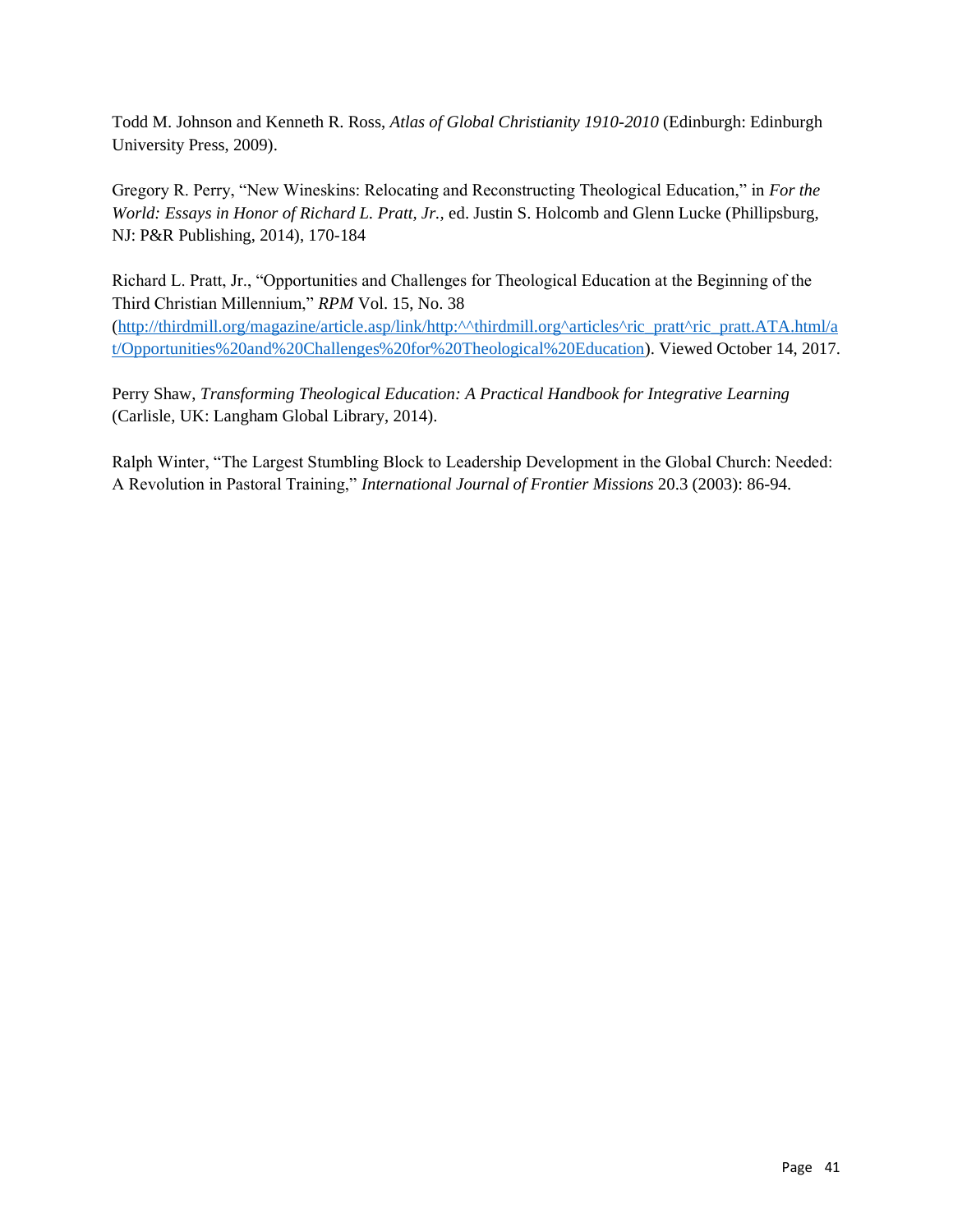Todd M. Johnson and Kenneth R. Ross, *Atlas of Global Christianity 1910-2010* (Edinburgh: Edinburgh University Press, 2009).

Gregory R. Perry, "New Wineskins: Relocating and Reconstructing Theological Education," in *For the World: Essays in Honor of Richard L. Pratt, Jr.,* ed. Justin S. Holcomb and Glenn Lucke (Phillipsburg, NJ: P&R Publishing, 2014), 170-184

Richard L. Pratt, Jr., "Opportunities and Challenges for Theological Education at the Beginning of the Third Christian Millennium," *RPM* Vol. 15, No. 38 ([http://thirdmill.org/magazine/article.asp/link/http:^^thirdmill.org^articles^ric_pratt^ric_pratt.ATA.html/at/Opportunities%20and%20Challenges%20for%20Theological%20Education](http://thirdmill.org/magazine/article.asp/link/http:^^thirdmill.org^articles^ric_pratt^ric_pratt.ATA.html/at/Opportunities%20and%20Challenges%20for%20Theological%20Education)). Viewed October 14, 2017.

Perry Shaw, *Transforming Theological Education: A Practical Handbook for Integrative Learning* (Carlisle, UK: Langham Global Library, 2014).

Ralph Winter, "The Largest Stumbling Block to Leadership Development in the Global Church: Needed: A Revolution in Pastoral Training," *International Journal of Frontier Missions* 20.3 (2003): 86-94.